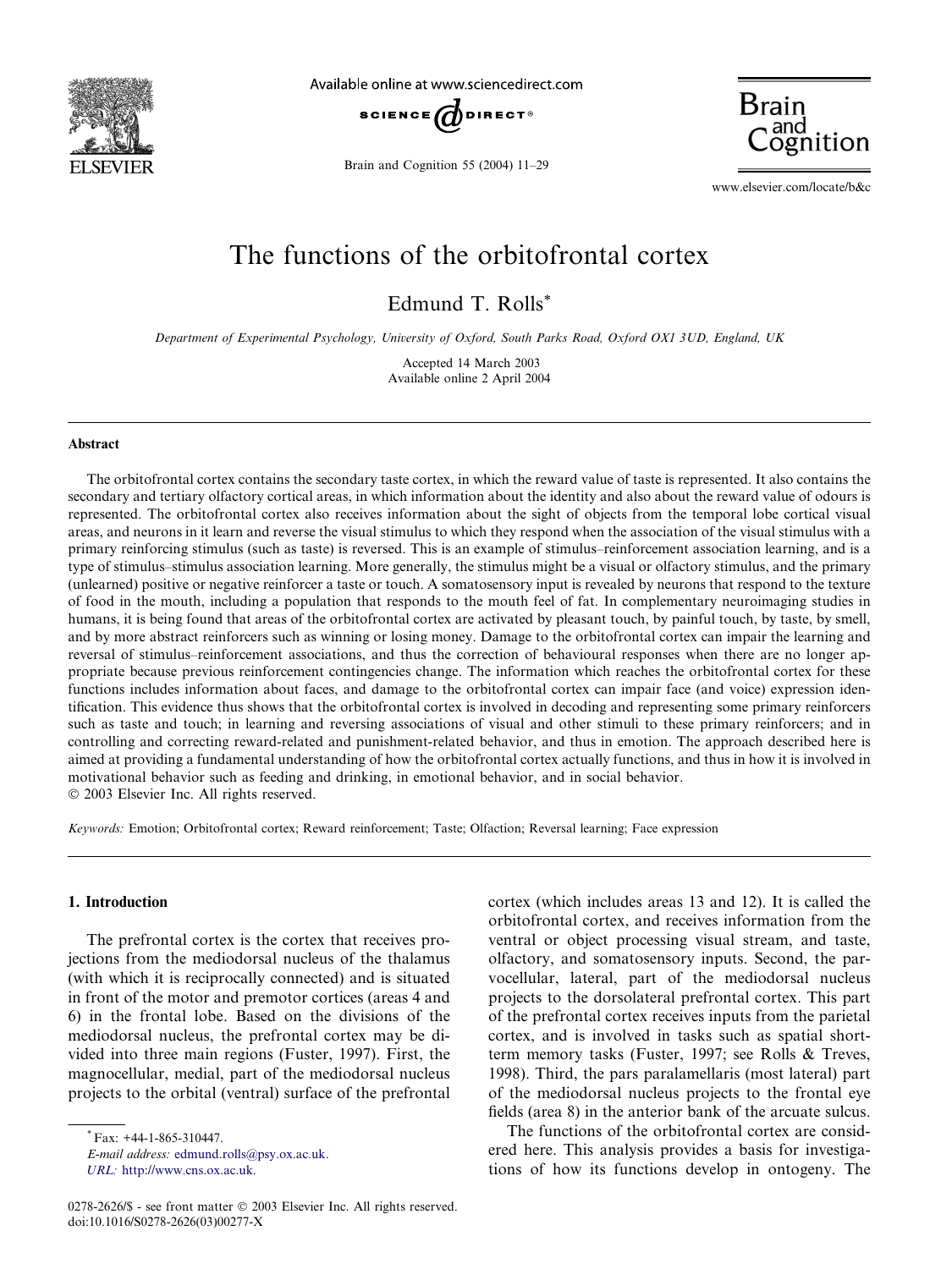# The functions of the orbitofrontal cortex

Edmund T. Rolls*

*Department of Experimental Psychology, University of Oxford, South Parks Road, Oxford OX1 3UD, England, UK*

Accepted 14 March 2003
Available online 2 April 2004

## Abstract

The orbitofrontal cortex contains the secondary taste cortex, in which the reward value of taste is represented. It also contains the secondary and tertiary olfactory cortical areas, in which information about the identity and also about the reward value of odours is represented. The orbitofrontal cortex also receives information about the sight of objects from the temporal lobe cortical visual areas, and neurons in it learn and reverse the visual stimulus to which they respond when the association of the visual stimulus with a primary reinforcing stimulus (such as taste) is reversed. This is an example of stimulus–reinforcement association learning, and is a type of stimulus–stimulus association learning. More generally, the stimulus might be a visual or olfactory stimulus, and the primary (unlearned) positive or negative reinforcer a taste or touch. A somatosensory input is revealed by neurons that respond to the texture of food in the mouth, including a population that responds to the mouth feel of fat. In complementary neuroimaging studies in humans, it is being found that areas of the orbitofrontal cortex are activated by pleasant touch, by painful touch, by taste, by smell, and by more abstract reinforcers such as winning or losing money. Damage to the orbitofrontal cortex can impair the learning and reversal of stimulus–reinforcement associations, and thus the correction of behavioural responses when there are no longer appropriate because previous reinforcement contingencies change. The information which reaches the orbitofrontal cortex for these functions includes information about faces, and damage to the orbitofrontal cortex can impair face (and voice) expression identification. This evidence thus shows that the orbitofrontal cortex is involved in decoding and representing some primary reinforcers such as taste and touch; in learning and reversing associations of visual and other stimuli to these primary reinforcers; and in controlling and correcting reward-related and punishment-related behavior, and thus in emotion. The approach described here is aimed at providing a fundamental understanding of how the orbitofrontal cortex actually functions, and thus in how it is involved in motivational behavior such as feeding and drinking, in emotional behavior, and in social behavior.

© 2003 Elsevier Inc. All rights reserved.

*Keywords:* Emotion; Orbitofrontal cortex; Reward reinforcement; Taste; Olfaction; Reversal learning; Face expression

## 1. Introduction

The prefrontal cortex is the cortex that receives projections from the mediodorsal nucleus of the thalamus (with which it is reciprocally connected) and is situated in front of the motor and premotor cortices (areas 4 and 6) in the frontal lobe. Based on the divisions of the mediodorsal nucleus, the prefrontal cortex may be divided into three main regions (Fuster, 1997). First, the magnocellular, medial, part of the mediodorsal nucleus projects to the orbital (ventral) surface of the prefrontal cortex (which includes areas 13 and 12). It is called the orbitofrontal cortex, and receives information from the ventral or object processing visual stream, and taste, olfactory, and somatosensory inputs. Second, the parvocellular, lateral, part of the mediodorsal nucleus projects to the dorsolateral prefrontal cortex. This part of the prefrontal cortex receives inputs from the parietal cortex, and is involved in tasks such as spatial short-term memory tasks (Fuster, 1997; see Rolls & Treves, 1998). Third, the pars paralamellaris (most lateral) part of the mediodorsal nucleus projects to the frontal eye fields (area 8) in the anterior bank of the arcuate sulcus.

The functions of the orbitofrontal cortex are considered here. This analysis provides a basis for investigations of how its functions develop in ontogeny. The

* Fax: +44-1-865-310447.
*E-mail address:* edmund.rolls@psy.ox.ac.uk.
*URL:* http://www.cns.ox.ac.uk.

0278-2626/$ - see front matter © 2003 Elsevier Inc. All rights reserved.
doi:10.1016/S0278-2626(03)00277-X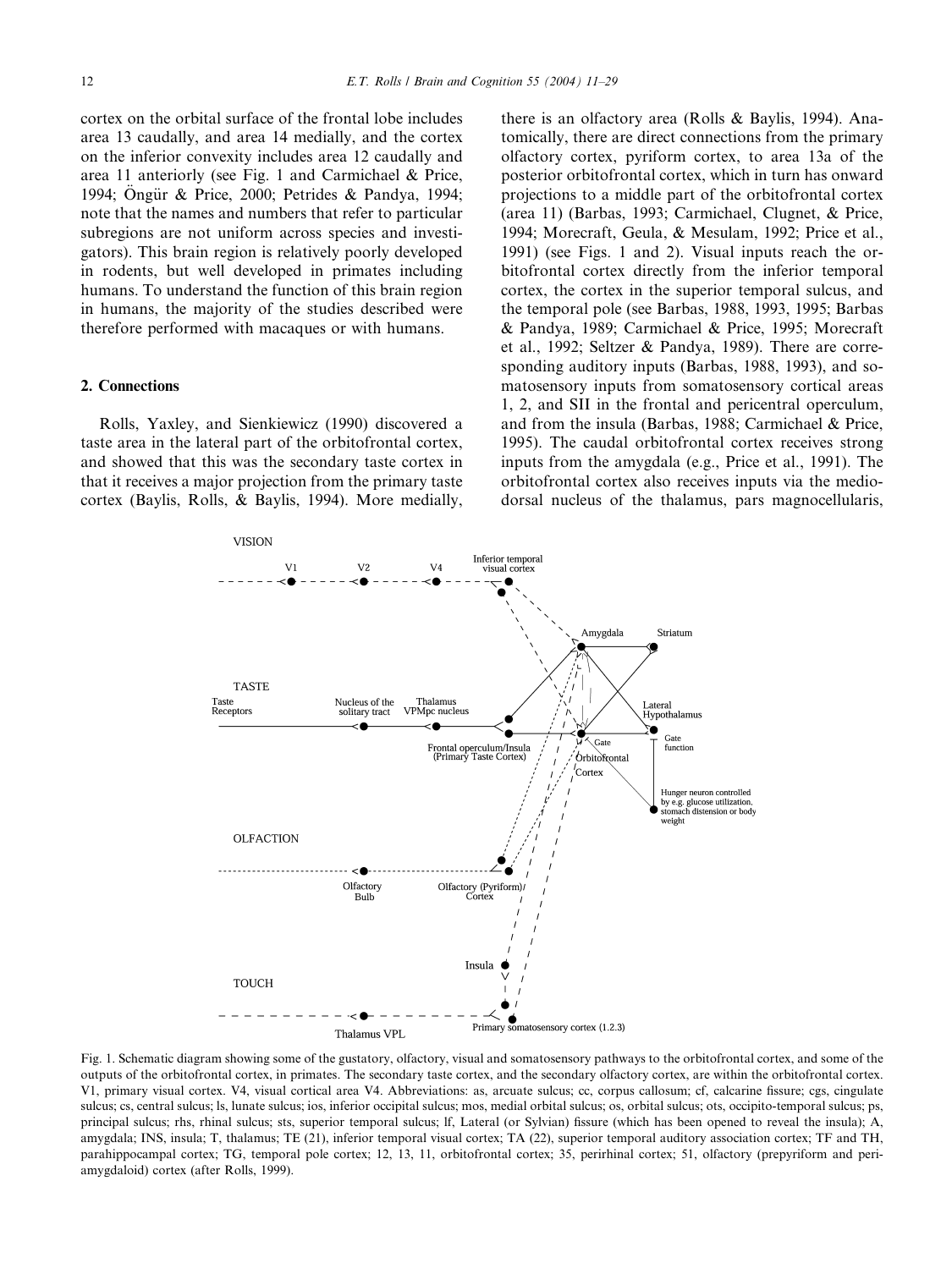cortex on the orbital surface of the frontal lobe includes area 13 caudally, and area 14 medially, and the cortex on the inferior convexity includes area 12 caudally and area 11 anteriorly (see Fig. 1 and Carmichael & Price, 1994; Öngür & Price, 2000; Petrides & Pandya, 1994; note that the names and numbers that refer to particular subregions are not uniform across species and investigators). This brain region is relatively poorly developed in rodents, but well developed in primates including humans. To understand the function of this brain region in humans, the majority of the studies described were therefore performed with macaques or with humans.

## 2. Connections

Rolls, Yaxley, and Sienkiewicz (1990) discovered a taste area in the lateral part of the orbitofrontal cortex, and showed that this was the secondary taste cortex in that it receives a major projection from the primary taste cortex (Baylis, Rolls, & Baylis, 1994). More medially, there is an olfactory area (Rolls & Baylis, 1994). Anatomically, there are direct connections from the primary olfactory cortex, pyriform cortex, to area 13a of the posterior orbitofrontal cortex, which in turn has onward projections to a middle part of the orbitofrontal cortex (area 11) (Barbas, 1993; Carmichael, Clugnet, & Price, 1994; Morecraft, Geula, & Mesulam, 1992; Price et al., 1991) (see Figs. 1 and 2). Visual inputs reach the orbitofrontal cortex directly from the inferior temporal cortex, the cortex in the superior temporal sulcus, and the temporal pole (see Barbas, 1988, 1993, 1995; Barbas & Pandya, 1989; Carmichael & Price, 1995; Morecraft et al., 1992; Seltzer & Pandya, 1989). There are corresponding auditory inputs (Barbas, 1988, 1993), and somatosensory inputs from somatosensory cortical areas 1, 2, and SII in the frontal and pericentral operculum, and from the insula (Barbas, 1988; Carmichael & Price, 1995). The caudal orbitofrontal cortex receives strong inputs from the amygdala (e.g., Price et al., 1991). The orbitofrontal cortex also receives inputs via the mediodorsal nucleus of the thalamus, pars magnocellularis,

Fig. 1. Schematic diagram showing some of the gustatory, olfactory, visual and somatosensory pathways to the orbitofrontal cortex, and some of the outputs of the orbitofrontal cortex, in primates. The secondary taste cortex, and the secondary olfactory cortex, are within the orbitofrontal cortex. V1, primary visual cortex. V4, visual cortical area V4. Abbreviations: as, arcuate sulcus; cc, corpus callosum; cf, calcarine fissure; cgs, cingulate sulcus; cs, central sulcus; ls, lunate sulcus; ios, inferior occipital sulcus; mos, medial orbital sulcus; os, orbital sulcus; ots, occipito-temporal sulcus; ps, principal sulcus; rhs, rhinal sulcus; sts, superior temporal sulcus; lf, Lateral (or Sylvian) fissure (which has been opened to reveal the insula); A, amygdala; INS, insula; T, thalamus; TE (21), inferior temporal visual cortex; TA (22), superior temporal auditory association cortex; TF and TH, parahippocampal cortex; TG, temporal pole cortex; 12, 13, 11, orbitofrontal cortex; 35, perirhinal cortex; 51, olfactory (prepyriform and periamygdaloid) cortex (after Rolls, 1999).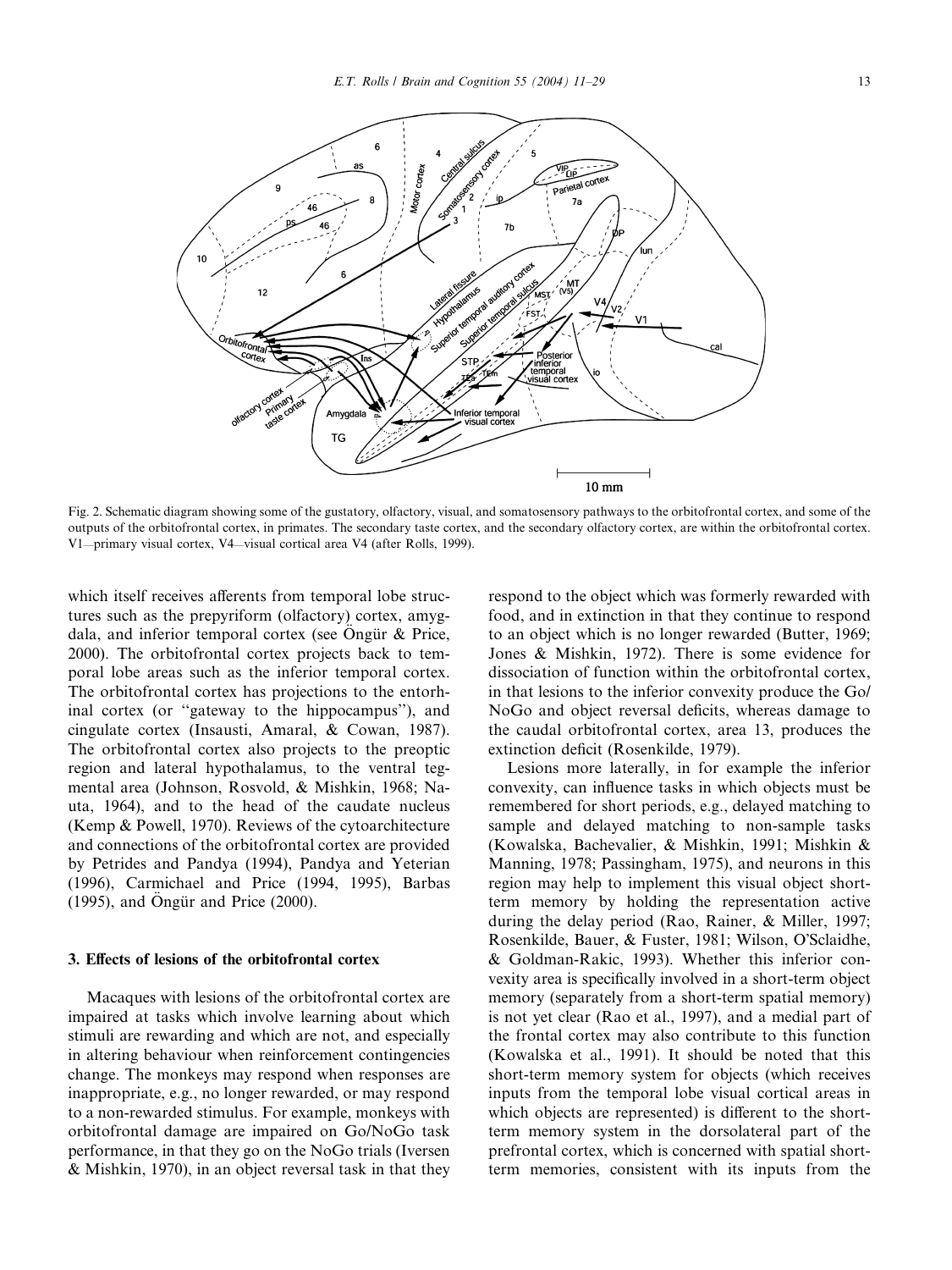Fig. 2. Schematic diagram showing some of the gustatory, olfactory, visual, and somatosensory pathways to the orbitofrontal cortex, and some of the outputs of the orbitofrontal cortex, in primates. The secondary taste cortex, and the secondary olfactory cortex, are within the orbitofrontal cortex. V1—primary visual cortex, V4—visual cortical area V4 (after Rolls, 1999).

which itself receives afferents from temporal lobe structures such as the prepyriform (olfactory) cortex, amygdala, and inferior temporal cortex (see Öngür & Price, 2000). The orbitofrontal cortex projects back to temporal lobe areas such as the inferior temporal cortex. The orbitofrontal cortex has projections to the entorhinal cortex (or "gateway to the hippocampus"), and cingulate cortex (Insausti, Amaral, & Cowan, 1987). The orbitofrontal cortex also projects to the preoptic region and lateral hypothalamus, to the ventral tegmental area (Johnson, Rosvold, & Mishkin, 1968; Nauta, 1964), and to the head of the caudate nucleus (Kemp & Powell, 1970). Reviews of the cytoarchitecture and connections of the orbitofrontal cortex are provided by Petrides and Pandya (1994), Pandya and Yeterian (1996), Carmichael and Price (1994, 1995), Barbas (1995), and Öngür and Price (2000).

## 3. Effects of lesions of the orbitofrontal cortex

Macaques with lesions of the orbitofrontal cortex are impaired at tasks which involve learning about which stimuli are rewarding and which are not, and especially in altering behaviour when reinforcement contingencies change. The monkeys may respond when responses are inappropriate, e.g., no longer rewarded, or may respond to a non-rewarded stimulus. For example, monkeys with orbitofrontal damage are impaired on Go/NoGo task performance, in that they go on the NoGo trials (Iversen & Mishkin, 1970), in an object reversal task in that they respond to the object which was formerly rewarded with food, and in extinction in that they continue to respond to an object which is no longer rewarded (Butter, 1969; Jones & Mishkin, 1972). There is some evidence for dissociation of function within the orbitofrontal cortex, in that lesions to the inferior convexity produce the Go/NoGo and object reversal deficits, whereas damage to the caudal orbitofrontal cortex, area 13, produces the extinction deficit (Rosenkilde, 1979).

Lesions more laterally, in for example the inferior convexity, can influence tasks in which objects must be remembered for short periods, e.g., delayed matching to sample and delayed matching to non-sample tasks (Kowalska, Bachevalier, & Mishkin, 1991; Mishkin & Manning, 1978; Passingham, 1975), and neurons in this region may help to implement this visual object short-term memory by holding the representation active during the delay period (Rao, Rainer, & Miller, 1997; Rosenkilde, Bauer, & Fuster, 1981; Wilson, O'Sclaidhe, & Goldman-Rakic, 1993). Whether this inferior convexity area is specifically involved in a short-term object memory (separately from a short-term spatial memory) is not yet clear (Rao et al., 1997), and a medial part of the frontal cortex may also contribute to this function (Kowalska et al., 1991). It should be noted that this short-term memory system for objects (which receives inputs from the temporal lobe visual cortical areas in which objects are represented) is different to the short-term memory system in the dorsolateral part of the prefrontal cortex, which is concerned with spatial short-term memories, consistent with its inputs from the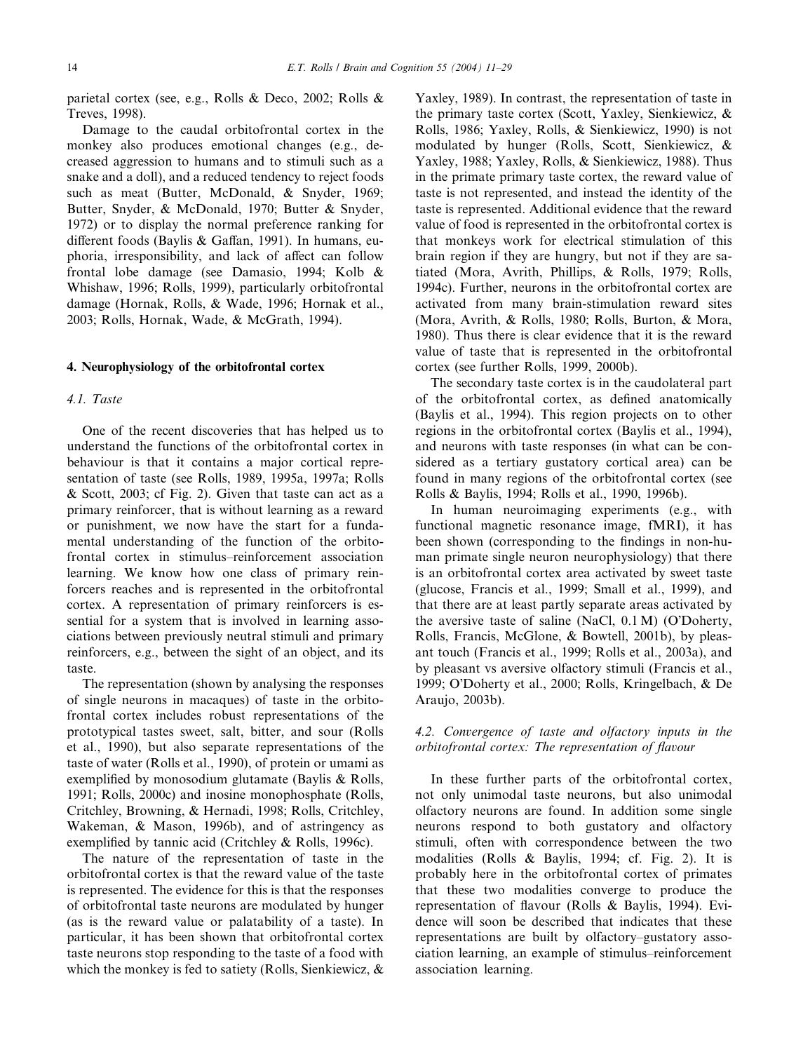parietal cortex (see, e.g., Rolls & Deco, 2002; Rolls & Treves, 1998).

Damage to the caudal orbitofrontal cortex in the monkey also produces emotional changes (e.g., decreased aggression to humans and to stimuli such as a snake and a doll), and a reduced tendency to reject foods such as meat (Butter, McDonald, & Snyder, 1969; Butter, Snyder, & McDonald, 1970; Butter & Snyder, 1972) or to display the normal preference ranking for different foods (Baylis & Gaffan, 1991). In humans, euphoria, irresponsibility, and lack of affect can follow frontal lobe damage (see Damasio, 1994; Kolb & Whishaw, 1996; Rolls, 1999), particularly orbitofrontal damage (Hornak, Rolls, & Wade, 1996; Hornak et al., 2003; Rolls, Hornak, Wade, & McGrath, 1994).

## 4. Neurophysiology of the orbitofrontal cortex

### 4.1. Taste

One of the recent discoveries that has helped us to understand the functions of the orbitofrontal cortex in behaviour is that it contains a major cortical representation of taste (see Rolls, 1989, 1995a, 1997a; Rolls & Scott, 2003; cf Fig. 2). Given that taste can act as a primary reinforcer, that is without learning as a reward or punishment, we now have the start for a fundamental understanding of the function of the orbitofrontal cortex in stimulus–reinforcement association learning. We know how one class of primary reinforcers reaches and is represented in the orbitofrontal cortex. A representation of primary reinforcers is essential for a system that is involved in learning associations between previously neutral stimuli and primary reinforcers, e.g., between the sight of an object, and its taste.

The representation (shown by analysing the responses of single neurons in macaques) of taste in the orbitofrontal cortex includes robust representations of the prototypical tastes sweet, salt, bitter, and sour (Rolls et al., 1990), but also separate representations of the taste of water (Rolls et al., 1990), of protein or umami as exemplified by monosodium glutamate (Baylis & Rolls, 1991; Rolls, 2000c) and inosine monophosphate (Rolls, Critchley, Browning, & Hernadi, 1998; Rolls, Critchley, Wakeman, & Mason, 1996b), and of astringency as exemplified by tannic acid (Critchley & Rolls, 1996c).

The nature of the representation of taste in the orbitofrontal cortex is that the reward value of the taste is represented. The evidence for this is that the responses of orbitofrontal taste neurons are modulated by hunger (as is the reward value or palatability of a taste). In particular, it has been shown that orbitofrontal cortex taste neurons stop responding to the taste of a food with which the monkey is fed to satiety (Rolls, Sienkiewicz, & Yaxley, 1989). In contrast, the representation of taste in the primary taste cortex (Scott, Yaxley, Sienkiewicz, & Rolls, 1986; Yaxley, Rolls, & Sienkiewicz, 1990) is not modulated by hunger (Rolls, Scott, Sienkiewicz, & Yaxley, 1988; Yaxley, Rolls, & Sienkiewicz, 1988). Thus in the primate primary taste cortex, the reward value of taste is not represented, and instead the identity of the taste is represented. Additional evidence that the reward value of food is represented in the orbitofrontal cortex is that monkeys work for electrical stimulation of this brain region if they are hungry, but not if they are satiated (Mora, Avrith, Phillips, & Rolls, 1979; Rolls, 1994c). Further, neurons in the orbitofrontal cortex are activated from many brain-stimulation reward sites (Mora, Avrith, & Rolls, 1980; Rolls, Burton, & Mora, 1980). Thus there is clear evidence that it is the reward value of taste that is represented in the orbitofrontal cortex (see further Rolls, 1999, 2000b).

The secondary taste cortex is in the caudolateral part of the orbitofrontal cortex, as defined anatomically (Baylis et al., 1994). This region projects on to other regions in the orbitofrontal cortex (Baylis et al., 1994), and neurons with taste responses (in what can be considered as a tertiary gustatory cortical area) can be found in many regions of the orbitofrontal cortex (see Rolls & Baylis, 1994; Rolls et al., 1990, 1996b).

In human neuroimaging experiments (e.g., with functional magnetic resonance image, fMRI), it has been shown (corresponding to the findings in non-human primate single neuron neurophysiology) that there is an orbitofrontal cortex area activated by sweet taste (glucose, Francis et al., 1999; Small et al., 1999), and that there are at least partly separate areas activated by the aversive taste of saline (NaCl, 0.1 M) (O'Doherty, Rolls, Francis, McGlone, & Bowtell, 2001b), by pleasant touch (Francis et al., 1999; Rolls et al., 2003a), and by pleasant vs aversive olfactory stimuli (Francis et al., 1999; O'Doherty et al., 2000; Rolls, Kringelbach, & De Araujo, 2003b).

### 4.2. Convergence of taste and olfactory inputs in the orbitofrontal cortex: The representation of flavour

In these further parts of the orbitofrontal cortex, not only unimodal taste neurons, but also unimodal olfactory neurons are found. In addition some single neurons respond to both gustatory and olfactory stimuli, often with correspondence between the two modalities (Rolls & Baylis, 1994; cf. Fig. 2). It is probably here in the orbitofrontal cortex of primates that these two modalities converge to produce the representation of flavour (Rolls & Baylis, 1994). Evidence will soon be described that indicates that these representations are built by olfactory–gustatory association learning, an example of stimulus–reinforcement association learning.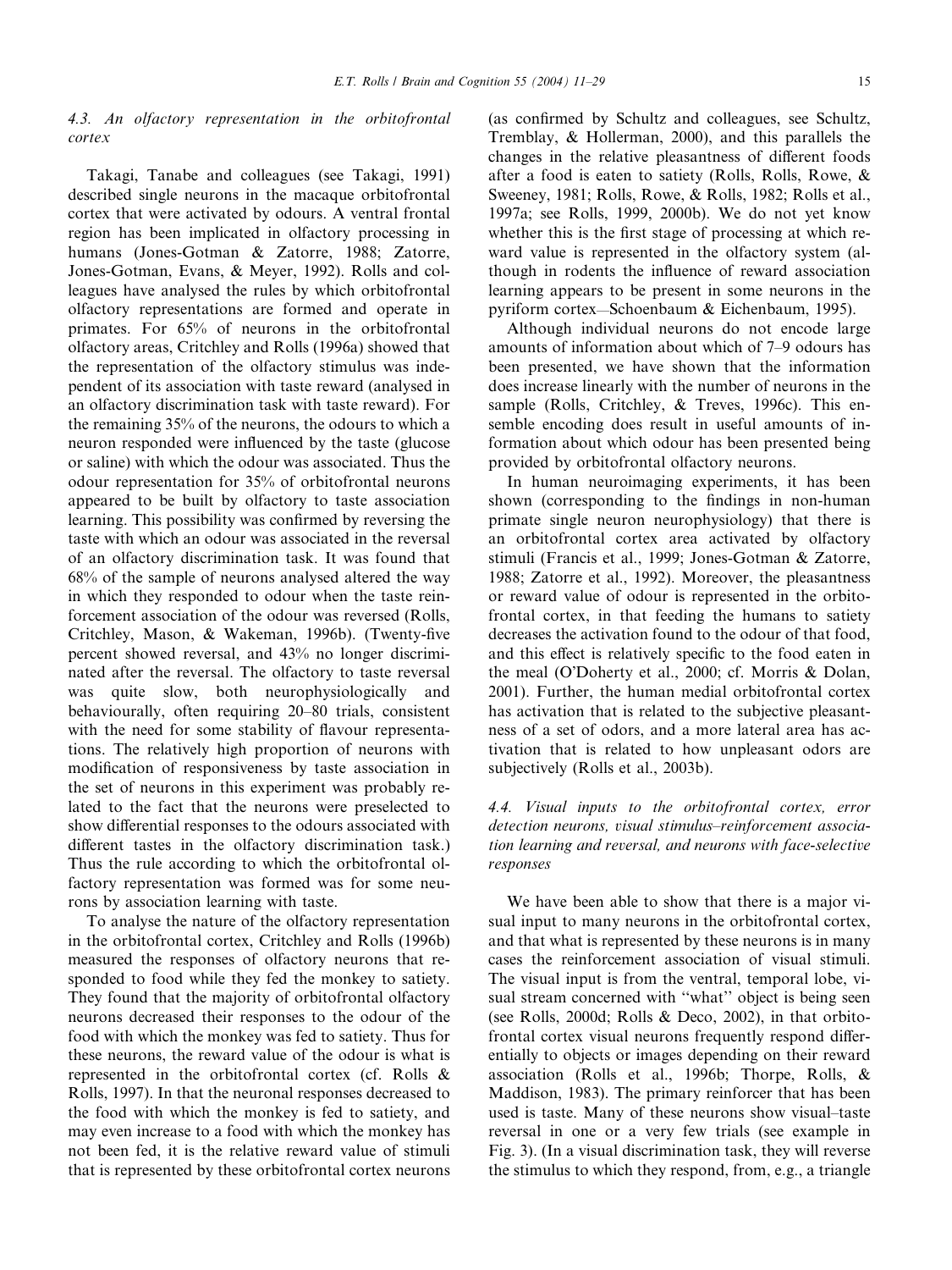### 4.3. An olfactory representation in the orbitofrontal cortex

Takagi, Tanabe and colleagues (see Takagi, 1991) described single neurons in the macaque orbitofrontal cortex that were activated by odours. A ventral frontal region has been implicated in olfactory processing in humans (Jones-Gotman & Zatorre, 1988; Zatorre, Jones-Gotman, Evans, & Meyer, 1992). Rolls and colleagues have analysed the rules by which orbitofrontal olfactory representations are formed and operate in primates. For 65% of neurons in the orbitofrontal olfactory areas, Critchley and Rolls (1996a) showed that the representation of the olfactory stimulus was independent of its association with taste reward (analysed in an olfactory discrimination task with taste reward). For the remaining 35% of the neurons, the odours to which a neuron responded were influenced by the taste (glucose or saline) with which the odour was associated. Thus the odour representation for 35% of orbitofrontal neurons appeared to be built by olfactory to taste association learning. This possibility was confirmed by reversing the taste with which an odour was associated in the reversal of an olfactory discrimination task. It was found that 68% of the sample of neurons analysed altered the way in which they responded to odour when the taste reinforcement association of the odour was reversed (Rolls, Critchley, Mason, & Wakeman, 1996b). (Twenty-five percent showed reversal, and 43% no longer discriminated after the reversal. The olfactory to taste reversal was quite slow, both neurophysiologically and behaviourally, often requiring 20–80 trials, consistent with the need for some stability of flavour representations. The relatively high proportion of neurons with modification of responsiveness by taste association in the set of neurons in this experiment was probably related to the fact that the neurons were preselected to show differential responses to the odours associated with different tastes in the olfactory discrimination task.) Thus the rule according to which the orbitofrontal olfactory representation was formed was for some neurons by association learning with taste.

To analyse the nature of the olfactory representation in the orbitofrontal cortex, Critchley and Rolls (1996b) measured the responses of olfactory neurons that responded to food while they fed the monkey to satiety. They found that the majority of orbitofrontal olfactory neurons decreased their responses to the odour of the food with which the monkey was fed to satiety. Thus for these neurons, the reward value of the odour is what is represented in the orbitofrontal cortex (cf. Rolls & Rolls, 1997). In that the neuronal responses decreased to the food with which the monkey is fed to satiety, and may even increase to a food with which the monkey has not been fed, it is the relative reward value of stimuli that is represented by these orbitofrontal cortex neurons (as confirmed by Schultz and colleagues, see Schultz, Tremblay, & Hollerman, 2000), and this parallels the changes in the relative pleasantness of different foods after a food is eaten to satiety (Rolls, Rolls, Rowe, & Sweeney, 1981; Rolls, Rowe, & Rolls, 1982; Rolls et al., 1997a; see Rolls, 1999, 2000b). We do not yet know whether this is the first stage of processing at which reward value is represented in the olfactory system (although in rodents the influence of reward association learning appears to be present in some neurons in the pyriform cortex—Schoenbaum & Eichenbaum, 1995).

Although individual neurons do not encode large amounts of information about which of 7–9 odours has been presented, we have shown that the information does increase linearly with the number of neurons in the sample (Rolls, Critchley, & Treves, 1996c). This ensemble encoding does result in useful amounts of information about which odour has been presented being provided by orbitofrontal olfactory neurons.

In human neuroimaging experiments, it has been shown (corresponding to the findings in non-human primate single neuron neurophysiology) that there is an orbitofrontal cortex area activated by olfactory stimuli (Francis et al., 1999; Jones-Gotman & Zatorre, 1988; Zatorre et al., 1992). Moreover, the pleasantness or reward value of odour is represented in the orbitofrontal cortex, in that feeding the humans to satiety decreases the activation found to the odour of that food, and this effect is relatively specific to the food eaten in the meal (O'Doherty et al., 2000; cf. Morris & Dolan, 2001). Further, the human medial orbitofrontal cortex has activation that is related to the subjective pleasantness of a set of odors, and a more lateral area has activation that is related to how unpleasant odors are subjectively (Rolls et al., 2003b).

### 4.4. Visual inputs to the orbitofrontal cortex, error detection neurons, visual stimulus–reinforcement association learning and reversal, and neurons with face-selective responses

We have been able to show that there is a major visual input to many neurons in the orbitofrontal cortex, and that what is represented by these neurons is in many cases the reinforcement association of visual stimuli. The visual input is from the ventral, temporal lobe, visual stream concerned with "what" object is being seen (see Rolls, 2000d; Rolls & Deco, 2002), in that orbitofrontal cortex visual neurons frequently respond differentially to objects or images depending on their reward association (Rolls et al., 1996b; Thorpe, Rolls, & Maddison, 1983). The primary reinforcer that has been used is taste. Many of these neurons show visual–taste reversal in one or a very few trials (see example in Fig. 3). (In a visual discrimination task, they will reverse the stimulus to which they respond, from, e.g., a triangle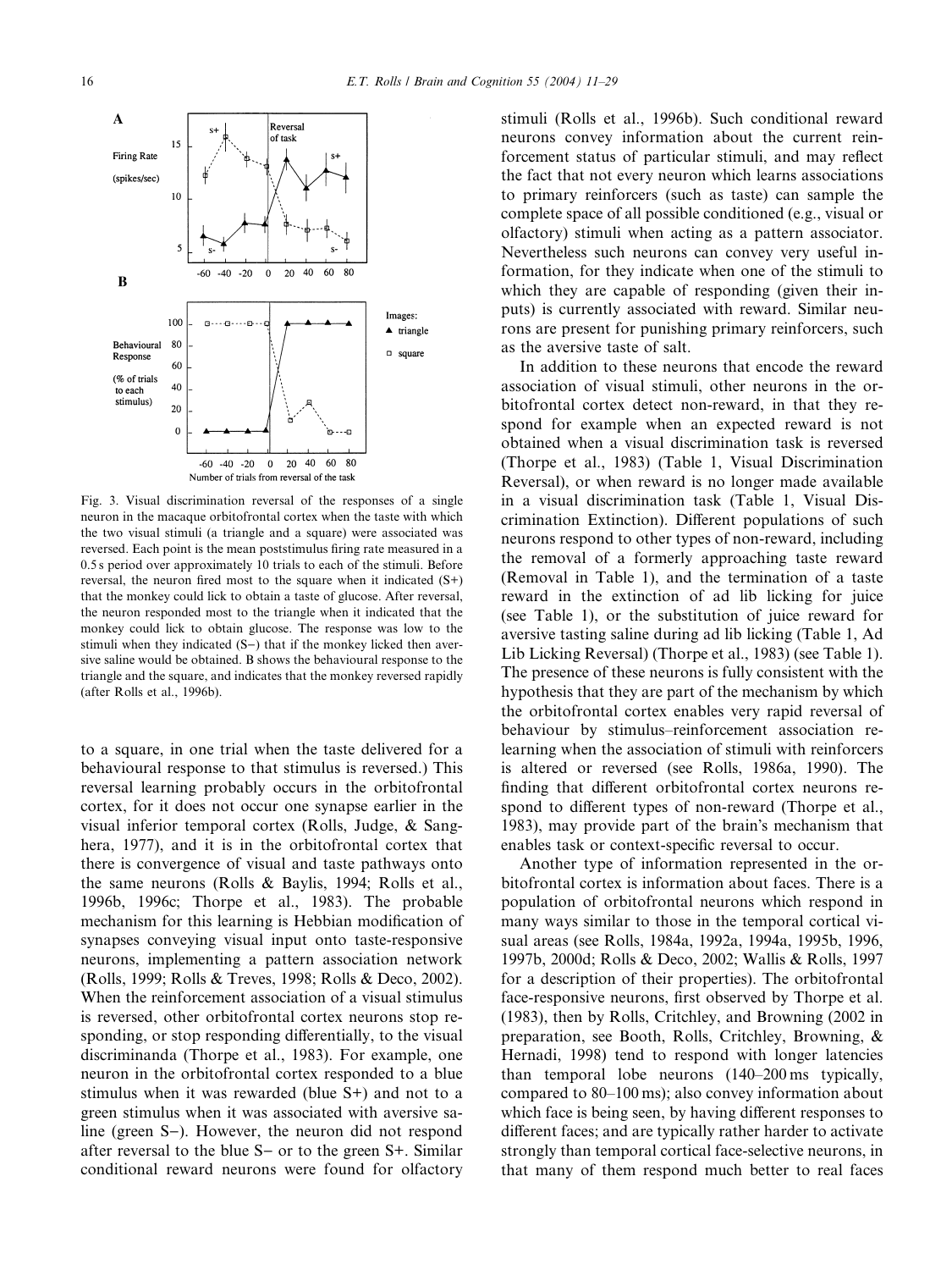Fig. 3. Visual discrimination reversal of the responses of a single neuron in the macaque orbitofrontal cortex when the taste with which the two visual stimuli (a triangle and a square) were associated was reversed. Each point is the mean poststimulus firing rate measured in a 0.5 s period over approximately 10 trials to each of the stimuli. Before reversal, the neuron fired most to the square when it indicated (S+) that the monkey could lick to obtain a taste of glucose. After reversal, the neuron responded most to the triangle when it indicated that the monkey could lick to obtain glucose. The response was low to the stimuli when they indicated (S−) that if the monkey licked then aversive saline would be obtained. B shows the behavioural response to the triangle and the square, and indicates that the monkey reversed rapidly (after Rolls et al., 1996b).

to a square, in one trial when the taste delivered for a behavioural response to that stimulus is reversed.) This reversal learning probably occurs in the orbitofrontal cortex, for it does not occur one synapse earlier in the visual inferior temporal cortex (Rolls, Judge, & Sanghera, 1977), and it is in the orbitofrontal cortex that there is convergence of visual and taste pathways onto the same neurons (Rolls & Baylis, 1994; Rolls et al., 1996b, 1996c; Thorpe et al., 1983). The probable mechanism for this learning is Hebbian modification of synapses conveying visual input onto taste-responsive neurons, implementing a pattern association network (Rolls, 1999; Rolls & Treves, 1998; Rolls & Deco, 2002). When the reinforcement association of a visual stimulus is reversed, other orbitofrontal cortex neurons stop responding, or stop responding differentially, to the visual discriminanda (Thorpe et al., 1983). For example, one neuron in the orbitofrontal cortex responded to a blue stimulus when it was rewarded (blue S+) and not to a green stimulus when it was associated with aversive saline (green S−). However, the neuron did not respond after reversal to the blue S− or to the green S+. Similar conditional reward neurons were found for olfactory stimuli (Rolls et al., 1996b). Such conditional reward neurons convey information about the current reinforcement status of particular stimuli, and may reflect the fact that not every neuron which learns associations to primary reinforcers (such as taste) can sample the complete space of all possible conditioned (e.g., visual or olfactory) stimuli when acting as a pattern associator. Nevertheless such neurons can convey very useful information, for they indicate when one of the stimuli to which they are capable of responding (given their inputs) is currently associated with reward. Similar neurons are present for punishing primary reinforcers, such as the aversive taste of salt.

In addition to these neurons that encode the reward association of visual stimuli, other neurons in the orbitofrontal cortex detect non-reward, in that they respond for example when an expected reward is not obtained when a visual discrimination task is reversed (Thorpe et al., 1983) (Table 1, Visual Discrimination Reversal), or when reward is no longer made available in a visual discrimination task (Table 1, Visual Discrimination Extinction). Different populations of such neurons respond to other types of non-reward, including the removal of a formerly approaching taste reward (Removal in Table 1), and the termination of a taste reward in the extinction of ad lib licking for juice (see Table 1), or the substitution of juice reward for aversive tasting saline during ad lib licking (Table 1, Ad Lib Licking Reversal) (Thorpe et al., 1983) (see Table 1). The presence of these neurons is fully consistent with the hypothesis that they are part of the mechanism by which the orbitofrontal cortex enables very rapid reversal of behaviour by stimulus–reinforcement association relearning when the association of stimuli with reinforcers is altered or reversed (see Rolls, 1986a, 1990). The finding that different orbitofrontal cortex neurons respond to different types of non-reward (Thorpe et al., 1983), may provide part of the brain's mechanism that enables task or context-specific reversal to occur.

Another type of information represented in the orbitofrontal cortex is information about faces. There is a population of orbitofrontal neurons which respond in many ways similar to those in the temporal cortical visual areas (see Rolls, 1984a, 1992a, 1994a, 1995b, 1996, 1997b, 2000d; Rolls & Deco, 2002; Wallis & Rolls, 1997 for a description of their properties). The orbitofrontal face-responsive neurons, first observed by Thorpe et al. (1983), then by Rolls, Critchley, and Browning (2002 in preparation, see Booth, Rolls, Critchley, Browning, & Hernadi, 1998) tend to respond with longer latencies than temporal lobe neurons (140–200 ms typically, compared to 80–100 ms); also convey information about which face is being seen, by having different responses to different faces; and are typically rather harder to activate strongly than temporal cortical face-selective neurons, in that many of them respond much better to real faces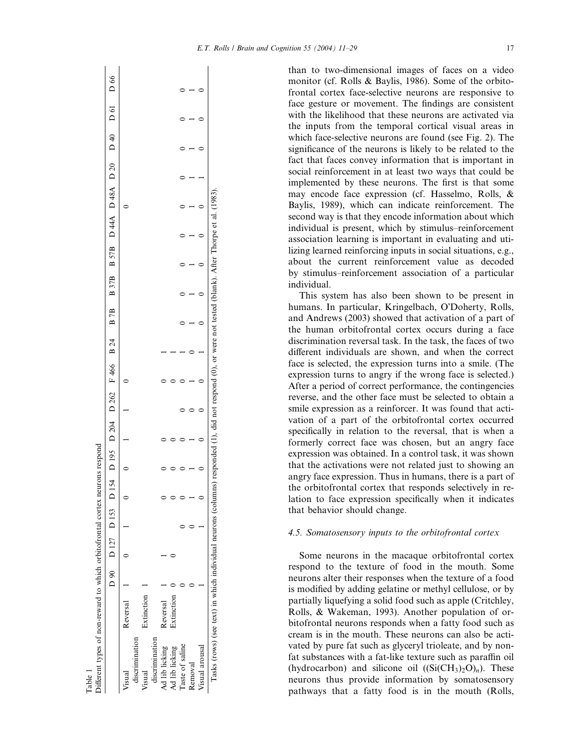Table 1
Different types of non-reward to which orbitofrontal cortex neurons respond

| | | D 90 | D 127 | D 153 | D 154 | D 195 | D 204 | D 262 | F 466 | B 24 | B 7B | B 37B | B 57B | D 44A | D 48A | D 20 | D 40 | D 61 | D 66 |
|---|---|---|---|---|---|---|---|---|---|---|---|---|---|---|---|---|---|---|---|
| Visual discrimination | Reversal | 1 | 0 | 1 | 0 | 0 | 1 | 1 | 0 | | | | | | 0 | | | | |
| Visual discrimination | Extinction | 1 | | | | | | | | | | | | | | | | | |
| Ad lib licking | Reversal | 1 | 1 | | 0 | 0 | 0 | | 0 | 1 | | | | | | | | | |
| Ad lib licking | Extinction | 0 | 0 | | 0 | 0 | 0 | | 0 | 1 | | | | | | | | | |
| Taste of saline | | 0 | | 0 | 0 | 0 | 0 | 0 | 0 | 1 | 0 | 0 | 0 | 0 | 0 | 0 | 0 | 0 | 0 |
| Removal | | 0 | | 0 | 1 | 1 | 1 | 0 | 1 | 0 | 1 | 1 | 1 | 1 | 1 | 1 | 1 | 1 | 1 |
| Visual arousal | | 1 | | 1 | 0 | 0 | 0 | 0 | 0 | 1 | 0 | 0 | 0 | 0 | 0 | 1 | 0 | 0 | 0 |

Tasks (rows) (see text) in which individual neurons (columns) responded (1), did not respond (0), or were not tested (blank). After Thorpe et al. (1983).

than to two-dimensional images of faces on a video monitor (cf. Rolls & Baylis, 1986). Some of the orbitofrontal cortex face-selective neurons are responsive to face gesture or movement. The findings are consistent with the likelihood that these neurons are activated via the inputs from the temporal cortical visual areas in which face-selective neurons are found (see Fig. 2). The significance of the neurons is likely to be related to the fact that faces convey information that is important in social reinforcement in at least two ways that could be implemented by these neurons. The first is that some may encode face expression (cf. Hasselmo, Rolls, & Baylis, 1989), which can indicate reinforcement. The second way is that they encode information about which individual is present, which by stimulus–reinforcement association learning is important in evaluating and utilizing learned reinforcing inputs in social situations, e.g., about the current reinforcement value as decoded by stimulus–reinforcement association of a particular individual.

This system has also been shown to be present in humans. In particular, Kringelbach, O'Doherty, Rolls, and Andrews (2003) showed that activation of a part of the human orbitofrontal cortex occurs during a face discrimination reversal task. In the task, the faces of two different individuals are shown, and when the correct face is selected, the expression turns into a smile. (The expression turns to angry if the wrong face is selected.) After a period of correct performance, the contingencies reverse, and the other face must be selected to obtain a smile expression as a reinforcer. It was found that activation of a part of the orbitofrontal cortex occurred specifically in relation to the reversal, that is when a formerly correct face was chosen, but an angry face expression was obtained. In a control task, it was shown that the activations were not related just to showing an angry face expression. Thus in humans, there is a part of the orbitofrontal cortex that responds selectively in relation to face expression specifically when it indicates that behavior should change.

### 4.5. Somatosensory inputs to the orbitofrontal cortex

Some neurons in the macaque orbitofrontal cortex respond to the texture of food in the mouth. Some neurons alter their responses when the texture of a food is modified by adding gelatine or methyl cellulose, or by partially liquefying a solid food such as apple (Critchley, Rolls, & Wakeman, 1993). Another population of orbitofrontal neurons responds when a fatty food such as cream is in the mouth. These neurons can also be activated by pure fat such as glyceryl trioleate, and by non-fat substances with a fat-like texture such as paraffin oil (hydrocarbon) and silicone oil ($(Si(CH_3)_2O)_n$). These neurons thus provide information by somatosensory pathways that a fatty food is in the mouth (Rolls,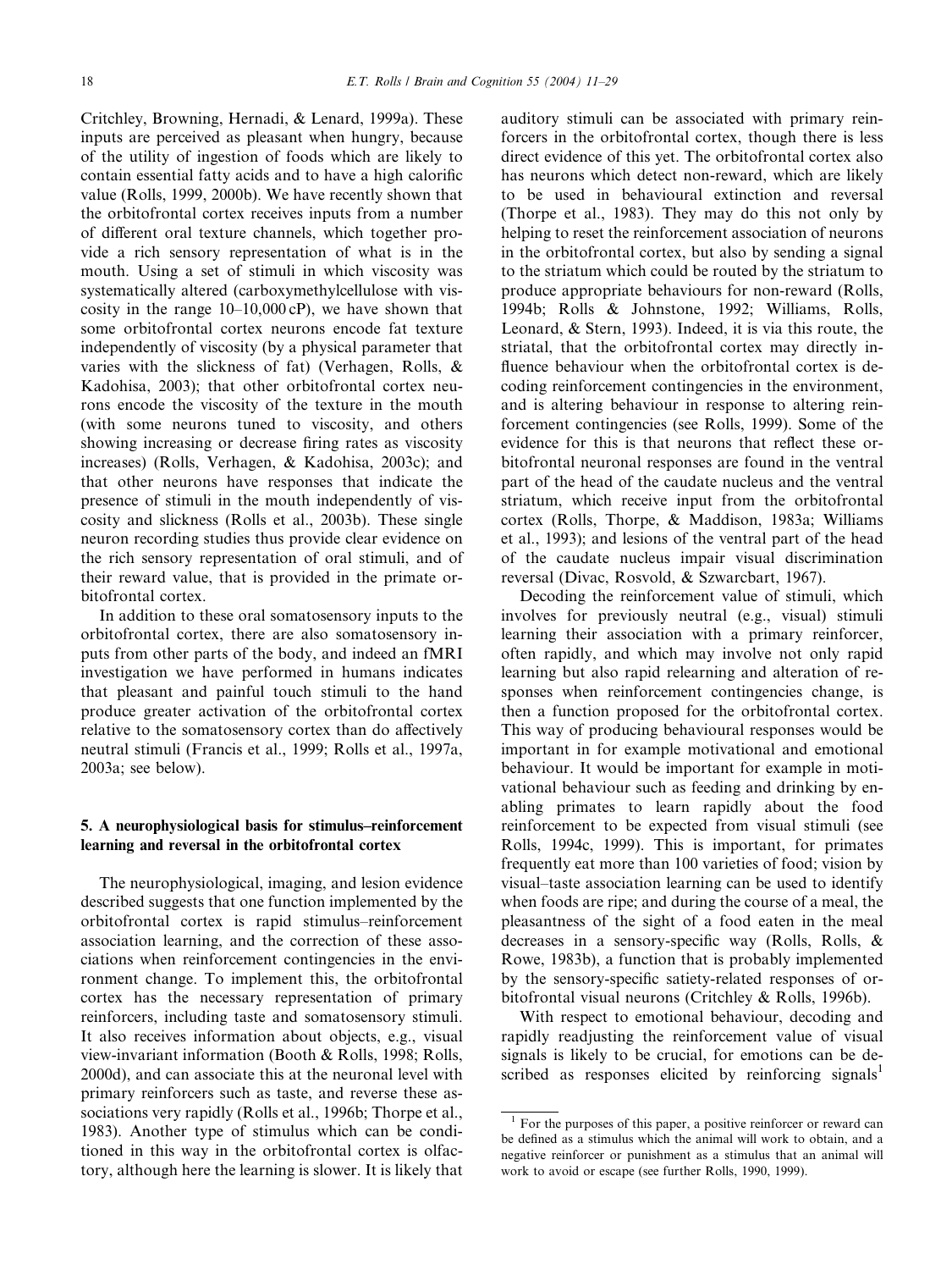Critchley, Browning, Hernadi, & Lenard, 1999a). These inputs are perceived as pleasant when hungry, because of the utility of ingestion of foods which are likely to contain essential fatty acids and to have a high calorific value (Rolls, 1999, 2000b). We have recently shown that the orbitofrontal cortex receives inputs from a number of different oral texture channels, which together provide a rich sensory representation of what is in the mouth. Using a set of stimuli in which viscosity was systematically altered (carboxymethylcellulose with viscosity in the range 10–10,000 cP), we have shown that some orbitofrontal cortex neurons encode fat texture independently of viscosity (by a physical parameter that varies with the slickness of fat) (Verhagen, Rolls, & Kadohisa, 2003); that other orbitofrontal cortex neurons encode the viscosity of the texture in the mouth (with some neurons tuned to viscosity, and others showing increasing or decrease firing rates as viscosity increases) (Rolls, Verhagen, & Kadohisa, 2003c); and that other neurons have responses that indicate the presence of stimuli in the mouth independently of viscosity and slickness (Rolls et al., 2003b). These single neuron recording studies thus provide clear evidence on the rich sensory representation of oral stimuli, and of their reward value, that is provided in the primate orbitofrontal cortex.

In addition to these oral somatosensory inputs to the orbitofrontal cortex, there are also somatosensory inputs from other parts of the body, and indeed an fMRI investigation we have performed in humans indicates that pleasant and painful touch stimuli to the hand produce greater activation of the orbitofrontal cortex relative to the somatosensory cortex than do affectively neutral stimuli (Francis et al., 1999; Rolls et al., 1997a, 2003a; see below).

## 5. A neurophysiological basis for stimulus–reinforcement learning and reversal in the orbitofrontal cortex

The neurophysiological, imaging, and lesion evidence described suggests that one function implemented by the orbitofrontal cortex is rapid stimulus–reinforcement association learning, and the correction of these associations when reinforcement contingencies in the environment change. To implement this, the orbitofrontal cortex has the necessary representation of primary reinforcers, including taste and somatosensory stimuli. It also receives information about objects, e.g., visual view-invariant information (Booth & Rolls, 1998; Rolls, 2000d), and can associate this at the neuronal level with primary reinforcers such as taste, and reverse these associations very rapidly (Rolls et al., 1996b; Thorpe et al., 1983). Another type of stimulus which can be conditioned in this way in the orbitofrontal cortex is olfactory, although here the learning is slower. It is likely that auditory stimuli can be associated with primary reinforcers in the orbitofrontal cortex, though there is less direct evidence of this yet. The orbitofrontal cortex also has neurons which detect non-reward, which are likely to be used in behavioural extinction and reversal (Thorpe et al., 1983). They may do this not only by helping to reset the reinforcement association of neurons in the orbitofrontal cortex, but also by sending a signal to the striatum which could be routed by the striatum to produce appropriate behaviours for non-reward (Rolls, 1994b; Rolls & Johnstone, 1992; Williams, Rolls, Leonard, & Stern, 1993). Indeed, it is via this route, the striatal, that the orbitofrontal cortex may directly influence behaviour when the orbitofrontal cortex is decoding reinforcement contingencies in the environment, and is altering behaviour in response to altering reinforcement contingencies (see Rolls, 1999). Some of the evidence for this is that neurons that reflect these orbitofrontal neuronal responses are found in the ventral part of the head of the caudate nucleus and the ventral striatum, which receive input from the orbitofrontal cortex (Rolls, Thorpe, & Maddison, 1983a; Williams et al., 1993); and lesions of the ventral part of the head of the caudate nucleus impair visual discrimination reversal (Divac, Rosvold, & Szwarcbart, 1967).

Decoding the reinforcement value of stimuli, which involves for previously neutral (e.g., visual) stimuli learning their association with a primary reinforcer, often rapidly, and which may involve not only rapid learning but also rapid relearning and alteration of responses when reinforcement contingencies change, is then a function proposed for the orbitofrontal cortex. This way of producing behavioural responses would be important in for example motivational and emotional behaviour. It would be important for example in motivational behaviour such as feeding and drinking by enabling primates to learn rapidly about the food reinforcement to be expected from visual stimuli (see Rolls, 1994c, 1999). This is important, for primates frequently eat more than 100 varieties of food; vision by visual–taste association learning can be used to identify when foods are ripe; and during the course of a meal, the pleasantness of the sight of a food eaten in the meal decreases in a sensory-specific way (Rolls, Rolls, & Rowe, 1983b), a function that is probably implemented by the sensory-specific satiety-related responses of orbitofrontal visual neurons (Critchley & Rolls, 1996b).

With respect to emotional behaviour, decoding and rapidly readjusting the reinforcement value of visual signals is likely to be crucial, for emotions can be described as responses elicited by reinforcing signals[1]

[1] For the purposes of this paper, a positive reinforcer or reward can be defined as a stimulus which the animal will work to obtain, and a negative reinforcer or punishment as a stimulus that an animal will work to avoid or escape (see further Rolls, 1990, 1999).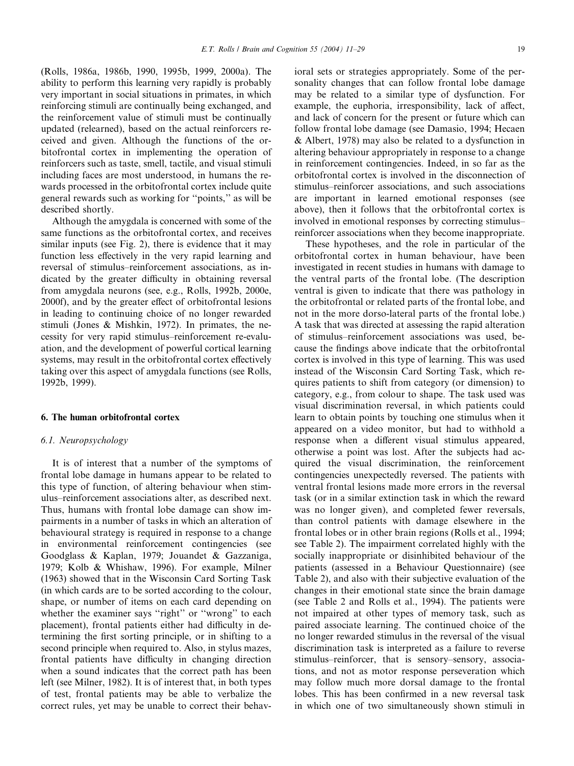(Rolls, 1986a, 1986b, 1990, 1995b, 1999, 2000a). The ability to perform this learning very rapidly is probably very important in social situations in primates, in which reinforcing stimuli are continually being exchanged, and the reinforcement value of stimuli must be continually updated (relearned), based on the actual reinforcers received and given. Although the functions of the orbitofrontal cortex in implementing the operation of reinforcers such as taste, smell, tactile, and visual stimuli including faces are most understood, in humans the rewards processed in the orbitofrontal cortex include quite general rewards such as working for "points," as will be described shortly.

Although the amygdala is concerned with some of the same functions as the orbitofrontal cortex, and receives similar inputs (see Fig. 2), there is evidence that it may function less effectively in the very rapid learning and reversal of stimulus–reinforcement associations, as indicated by the greater difficulty in obtaining reversal from amygdala neurons (see, e.g., Rolls, 1992b, 2000e, 2000f), and by the greater effect of orbitofrontal lesions in leading to continuing choice of no longer rewarded stimuli (Jones & Mishkin, 1972). In primates, the necessity for very rapid stimulus–reinforcement re-evaluation, and the development of powerful cortical learning systems, may result in the orbitofrontal cortex effectively taking over this aspect of amygdala functions (see Rolls, 1992b, 1999).

## 6. The human orbitofrontal cortex

### 6.1. Neuropsychology

It is of interest that a number of the symptoms of frontal lobe damage in humans appear to be related to this type of function, of altering behaviour when stimulus–reinforcement associations alter, as described next. Thus, humans with frontal lobe damage can show impairments in a number of tasks in which an alteration of behavioural strategy is required in response to a change in environmental reinforcement contingencies (see Goodglass & Kaplan, 1979; Jouandet & Gazzaniga, 1979; Kolb & Whishaw, 1996). For example, Milner (1963) showed that in the Wisconsin Card Sorting Task (in which cards are to be sorted according to the colour, shape, or number of items on each card depending on whether the examiner says "right" or "wrong" to each placement), frontal patients either had difficulty in determining the first sorting principle, or in shifting to a second principle when required to. Also, in stylus mazes, frontal patients have difficulty in changing direction when a sound indicates that the correct path has been left (see Milner, 1982). It is of interest that, in both types of test, frontal patients may be able to verbalize the correct rules, yet may be unable to correct their behavioral sets or strategies appropriately. Some of the personality changes that can follow frontal lobe damage may be related to a similar type of dysfunction. For example, the euphoria, irresponsibility, lack of affect, and lack of concern for the present or future which can follow frontal lobe damage (see Damasio, 1994; Hecaen & Albert, 1978) may also be related to a dysfunction in altering behaviour appropriately in response to a change in reinforcement contingencies. Indeed, in so far as the orbitofrontal cortex is involved in the disconnection of stimulus–reinforcer associations, and such associations are important in learned emotional responses (see above), then it follows that the orbitofrontal cortex is involved in emotional responses by correcting stimulus–reinforcer associations when they become inappropriate.

These hypotheses, and the role in particular of the orbitofrontal cortex in human behaviour, have been investigated in recent studies in humans with damage to the ventral parts of the frontal lobe. (The description ventral is given to indicate that there was pathology in the orbitofrontal or related parts of the frontal lobe, and not in the more dorso-lateral parts of the frontal lobe.) A task that was directed at assessing the rapid alteration of stimulus–reinforcement associations was used, because the findings above indicate that the orbitofrontal cortex is involved in this type of learning. This was used instead of the Wisconsin Card Sorting Task, which requires patients to shift from category (or dimension) to category, e.g., from colour to shape. The task used was visual discrimination reversal, in which patients could learn to obtain points by touching one stimulus when it appeared on a video monitor, but had to withhold a response when a different visual stimulus appeared, otherwise a point was lost. After the subjects had acquired the visual discrimination, the reinforcement contingencies unexpectedly reversed. The patients with ventral frontal lesions made more errors in the reversal task (or in a similar extinction task in which the reward was no longer given), and completed fewer reversals, than control patients with damage elsewhere in the frontal lobes or in other brain regions (Rolls et al., 1994; see Table 2). The impairment correlated highly with the socially inappropriate or disinhibited behaviour of the patients (assessed in a Behaviour Questionnaire) (see Table 2), and also with their subjective evaluation of the changes in their emotional state since the brain damage (see Table 2 and Rolls et al., 1994). The patients were not impaired at other types of memory task, such as paired associate learning. The continued choice of the no longer rewarded stimulus in the reversal of the visual discrimination task is interpreted as a failure to reverse stimulus–reinforcer, that is sensory–sensory, associations, and not as motor response perseveration which may follow much more dorsal damage to the frontal lobes. This has been confirmed in a new reversal task in which one of two simultaneously shown stimuli in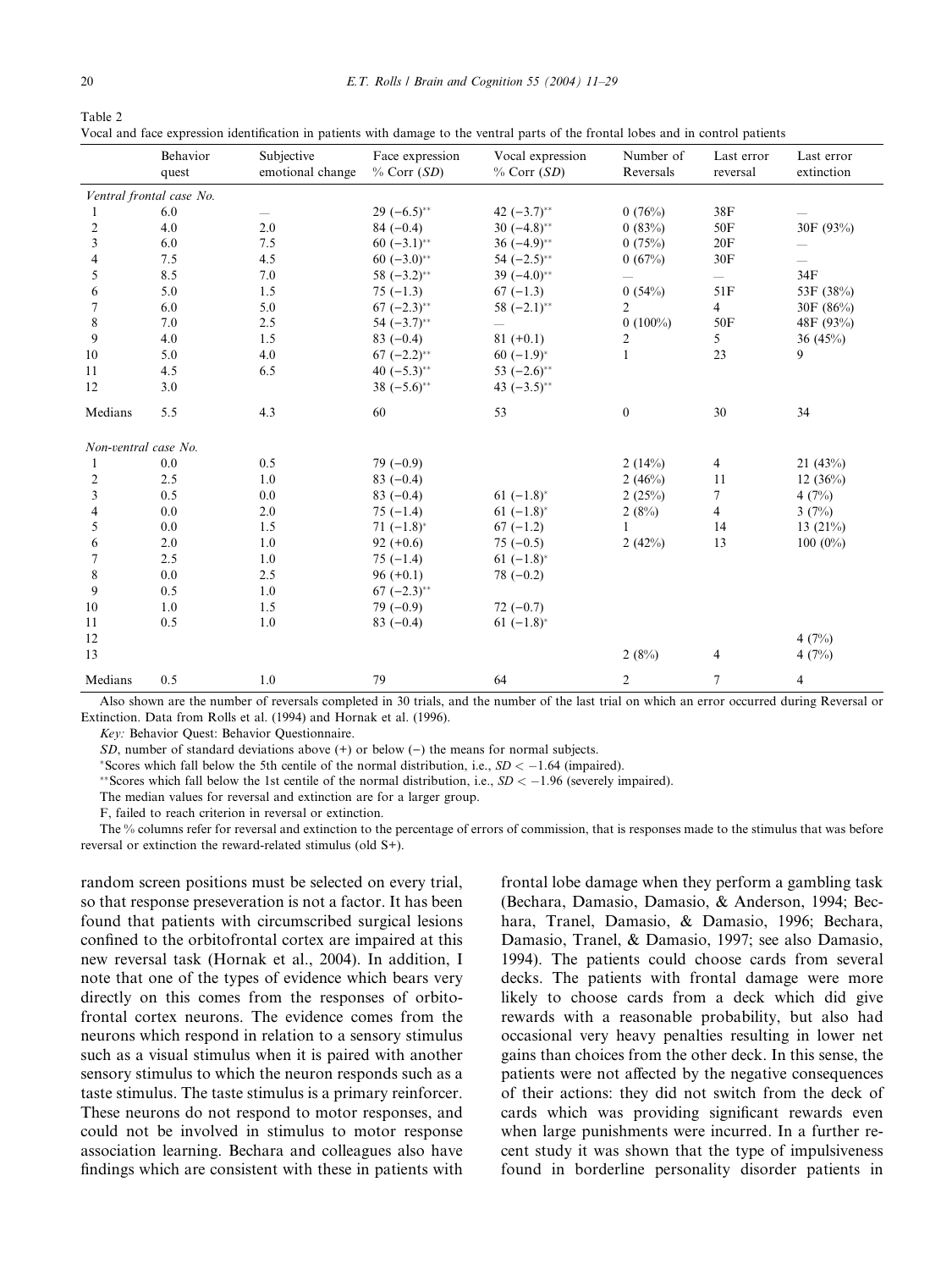Table 2
Vocal and face expression identification in patients with damage to the ventral parts of the frontal lobes and in control patients

| | Behavior quest | Subjective emotional change | Face expression % Corr (*SD*) | Vocal expression % Corr (*SD*) | Number of Reversals | Last error reversal | Last error extinction |
|---|---|---|---|---|---|---|---|
| *Ventral frontal case No.* | | | | | | | |
| 1 | 6.0 | — | 29 (−6.5)** | 42 (−3.7)** | 0 (76%) | 38F | — |
| 2 | 4.0 | 2.0 | 84 (−0.4) | 30 (−4.8)** | 0 (83%) | 50F | 30F (93%) |
| 3 | 6.0 | 7.5 | 60 (−3.1)** | 36 (−4.9)** | 0 (75%) | 20F | — |
| 4 | 7.5 | 4.5 | 60 (−3.0)** | 54 (−2.5)** | 0 (67%) | 30F | — |
| 5 | 8.5 | 7.0 | 58 (−3.2)** | 39 (−4.0)** | — | — | 34F |
| 6 | 5.0 | 1.5 | 75 (−1.3) | 67 (−1.3) | 0 (54%) | 51F | 53F (38%) |
| 7 | 6.0 | 5.0 | 67 (−2.3)** | 58 (−2.1)** | 2 | 4 | 30F (86%) |
| 8 | 7.0 | 2.5 | 54 (−3.7)** | — | 0 (100%) | 50F | 48F (93%) |
| 9 | 4.0 | 1.5 | 83 (−0.4) | 81 (+0.1) | 2 | 5 | 36 (45%) |
| 10 | 5.0 | 4.0 | 67 (−2.2)** | 60 (−1.9)* | 1 | 23 | 9 |
| 11 | 4.5 | 6.5 | 40 (−5.3)** | 53 (−2.6)** | | | |
| 12 | 3.0 | | 38 (−5.6)** | 43 (−3.5)** | | | |
| Medians | 5.5 | 4.3 | 60 | 53 | 0 | 30 | 34 |
| *Non-ventral case No.* | | | | | | | |
| 1 | 0.0 | 0.5 | 79 (−0.9) | | 2 (14%) | 4 | 21 (43%) |
| 2 | 2.5 | 1.0 | 83 (−0.4) | | 2 (46%) | 11 | 12 (36%) |
| 3 | 0.5 | 0.0 | 83 (−0.4) | 61 (−1.8)* | 2 (25%) | 7 | 4 (7%) |
| 4 | 0.0 | 2.0 | 75 (−1.4) | 61 (−1.8)* | 2 (8%) | 4 | 3 (7%) |
| 5 | 0.0 | 1.5 | 71 (−1.8)* | 67 (−1.2) | 1 | 14 | 13 (21%) |
| 6 | 2.0 | 1.0 | 92 (+0.6) | 75 (−0.5) | 2 (42%) | 13 | 100 (0%) |
| 7 | 2.5 | 1.0 | 75 (−1.4) | 61 (−1.8)* | | | |
| 8 | 0.0 | 2.5 | 96 (+0.1) | 78 (−0.2) | | | |
| 9 | 0.5 | 1.0 | 67 (−2.3)** | | | | |
| 10 | 1.0 | 1.5 | 79 (−0.9) | 72 (−0.7) | | | |
| 11 | 0.5 | 1.0 | 83 (−0.4) | 61 (−1.8)* | | | |
| 12 | | | | | | | 4 (7%) |
| 13 | | | | | 2 (8%) | 4 | 4 (7%) |
| Medians | 0.5 | 1.0 | 79 | 64 | 2 | 7 | 4 |

Also shown are the number of reversals completed in 30 trials, and the number of the last trial on which an error occurred during Reversal or Extinction. Data from Rolls et al. (1994) and Hornak et al. (1996).

*Key:* Behavior Quest: Behavior Questionnaire.

*SD*, number of standard deviations above (+) or below (−) the means for normal subjects.

*Scores which fall below the 5th centile of the normal distribution, i.e., $SD < -1.64$ (impaired).

**Scores which fall below the 1st centile of the normal distribution, i.e., $SD < -1.96$ (severely impaired).

The median values for reversal and extinction are for a larger group.

F, failed to reach criterion in reversal or extinction.

The % columns refer for reversal and extinction to the percentage of errors of commission, that is responses made to the stimulus that was before reversal or extinction the reward-related stimulus (old S+).

random screen positions must be selected on every trial, so that response preseveration is not a factor. It has been found that patients with circumscribed surgical lesions confined to the orbitofrontal cortex are impaired at this new reversal task (Hornak et al., 2004). In addition, I note that one of the types of evidence which bears very directly on this comes from the responses of orbitofrontal cortex neurons. The evidence comes from the neurons which respond in relation to a sensory stimulus such as a visual stimulus when it is paired with another sensory stimulus to which the neuron responds such as a taste stimulus. The taste stimulus is a primary reinforcer. These neurons do not respond to motor responses, and could not be involved in stimulus to motor response association learning. Bechara and colleagues also have findings which are consistent with these in patients with frontal lobe damage when they perform a gambling task (Bechara, Damasio, Damasio, & Anderson, 1994; Bechara, Tranel, Damasio, & Damasio, 1996; Bechara, Damasio, Tranel, & Damasio, 1997; see also Damasio, 1994). The patients could choose cards from several decks. The patients with frontal damage were more likely to choose cards from a deck which did give rewards with a reasonable probability, but also had occasional very heavy penalties resulting in lower net gains than choices from the other deck. In this sense, the patients were not affected by the negative consequences of their actions: they did not switch from the deck of cards which was providing significant rewards even when large punishments were incurred. In a further recent study it was shown that the type of impulsiveness found in borderline personality disorder patients in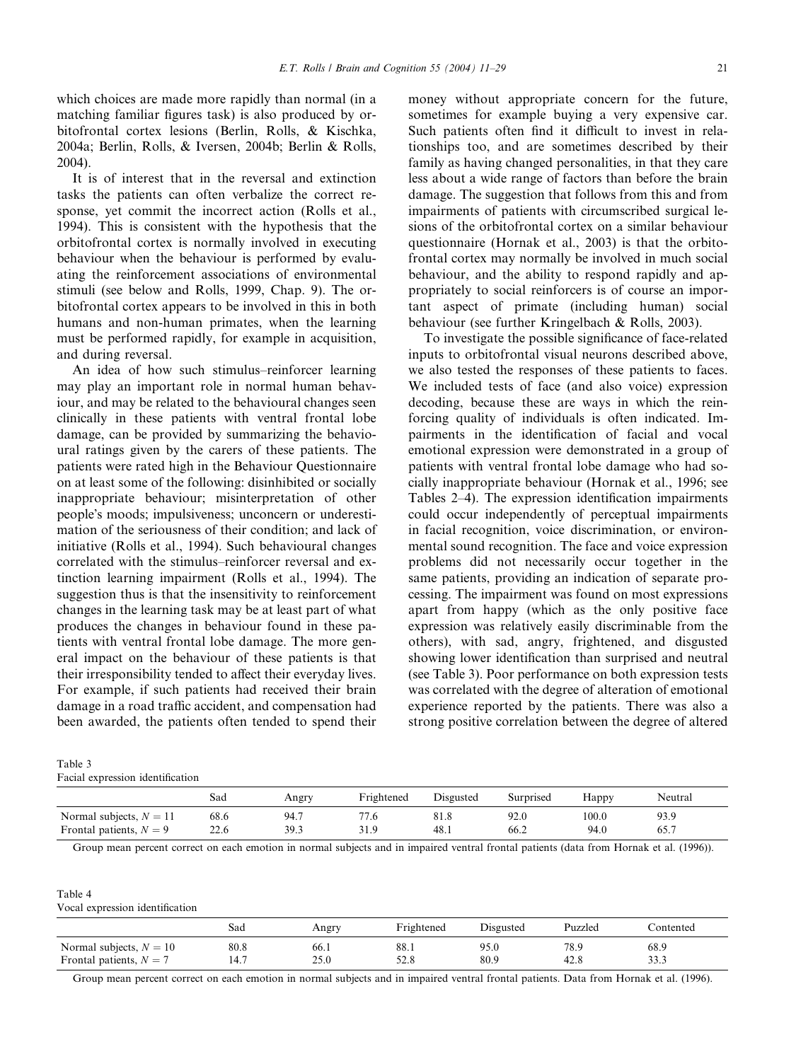which choices are made more rapidly than normal (in a matching familiar figures task) is also produced by orbitofrontal cortex lesions (Berlin, Rolls, & Kischka, 2004a; Berlin, Rolls, & Iversen, 2004b; Berlin & Rolls, 2004).

It is of interest that in the reversal and extinction tasks the patients can often verbalize the correct response, yet commit the incorrect action (Rolls et al., 1994). This is consistent with the hypothesis that the orbitofrontal cortex is normally involved in executing behaviour when the behaviour is performed by evaluating the reinforcement associations of environmental stimuli (see below and Rolls, 1999, Chap. 9). The orbitofrontal cortex appears to be involved in this in both humans and non-human primates, when the learning must be performed rapidly, for example in acquisition, and during reversal.

An idea of how such stimulus–reinforcer learning may play an important role in normal human behaviour, and may be related to the behavioural changes seen clinically in these patients with ventral frontal lobe damage, can be provided by summarizing the behavioural ratings given by the carers of these patients. The patients were rated high in the Behaviour Questionnaire on at least some of the following: disinhibited or socially inappropriate behaviour; misinterpretation of other people's moods; impulsiveness; unconcern or underestimation of the seriousness of their condition; and lack of initiative (Rolls et al., 1994). Such behavioural changes correlated with the stimulus–reinforcer reversal and extinction learning impairment (Rolls et al., 1994). The suggestion thus is that the insensitivity to reinforcement changes in the learning task may be at least part of what produces the changes in behaviour found in these patients with ventral frontal lobe damage. The more general impact on the behaviour of these patients is that their irresponsibility tended to affect their everyday lives. For example, if such patients had received their brain damage in a road traffic accident, and compensation had been awarded, the patients often tended to spend their money without appropriate concern for the future, sometimes for example buying a very expensive car. Such patients often find it difficult to invest in relationships too, and are sometimes described by their family as having changed personalities, in that they care less about a wide range of factors than before the brain damage. The suggestion that follows from this and from impairments of patients with circumscribed surgical lesions of the orbitofrontal cortex on a similar behaviour questionnaire (Hornak et al., 2003) is that the orbitofrontal cortex may normally be involved in much social behaviour, and the ability to respond rapidly and appropriately to social reinforcers is of course an important aspect of primate (including human) social behaviour (see further Kringelbach & Rolls, 2003).

To investigate the possible significance of face-related inputs to orbitofrontal visual neurons described above, we also tested the responses of these patients to faces. We included tests of face (and also voice) expression decoding, because these are ways in which the reinforcing quality of individuals is often indicated. Impairments in the identification of facial and vocal emotional expression were demonstrated in a group of patients with ventral frontal lobe damage who had socially inappropriate behaviour (Hornak et al., 1996; see Tables 2–4). The expression identification impairments could occur independently of perceptual impairments in facial recognition, voice discrimination, or environmental sound recognition. The face and voice expression problems did not necessarily occur together in the same patients, providing an indication of separate processing. The impairment was found on most expressions apart from happy (which as the only positive face expression was relatively easily discriminable from the others), with sad, angry, frightened, and disgusted showing lower identification than surprised and neutral (see Table 3). Poor performance on both expression tests was correlated with the degree of alteration of emotional experience reported by the patients. There was also a strong positive correlation between the degree of altered

Table 3
Facial expression identification

| | Sad | Angry | Frightened | Disgusted | Surprised | Happy | Neutral |
|---|---|---|---|---|---|---|---|
| Normal subjects, $N = 11$ | 68.6 | 94.7 | 77.6 | 81.8 | 92.0 | 100.0 | 93.9 |
| Frontal patients, $N = 9$ | 22.6 | 39.3 | 31.9 | 48.1 | 66.2 | 94.0 | 65.7 |

Group mean percent correct on each emotion in normal subjects and in impaired ventral frontal patients (data from Hornak et al. (1996)).

Table 4
Vocal expression identification

| | Sad | Angry | Frightened | Disgusted | Puzzled | Contented |
|---|---|---|---|---|---|---|
| Normal subjects, $N = 10$ | 80.8 | 66.1 | 88.1 | 95.0 | 78.9 | 68.9 |
| Frontal patients, $N = 7$ | 14.7 | 25.0 | 52.8 | 80.9 | 42.8 | 33.3 |

Group mean percent correct on each emotion in normal subjects and in impaired ventral frontal patients. Data from Hornak et al. (1996).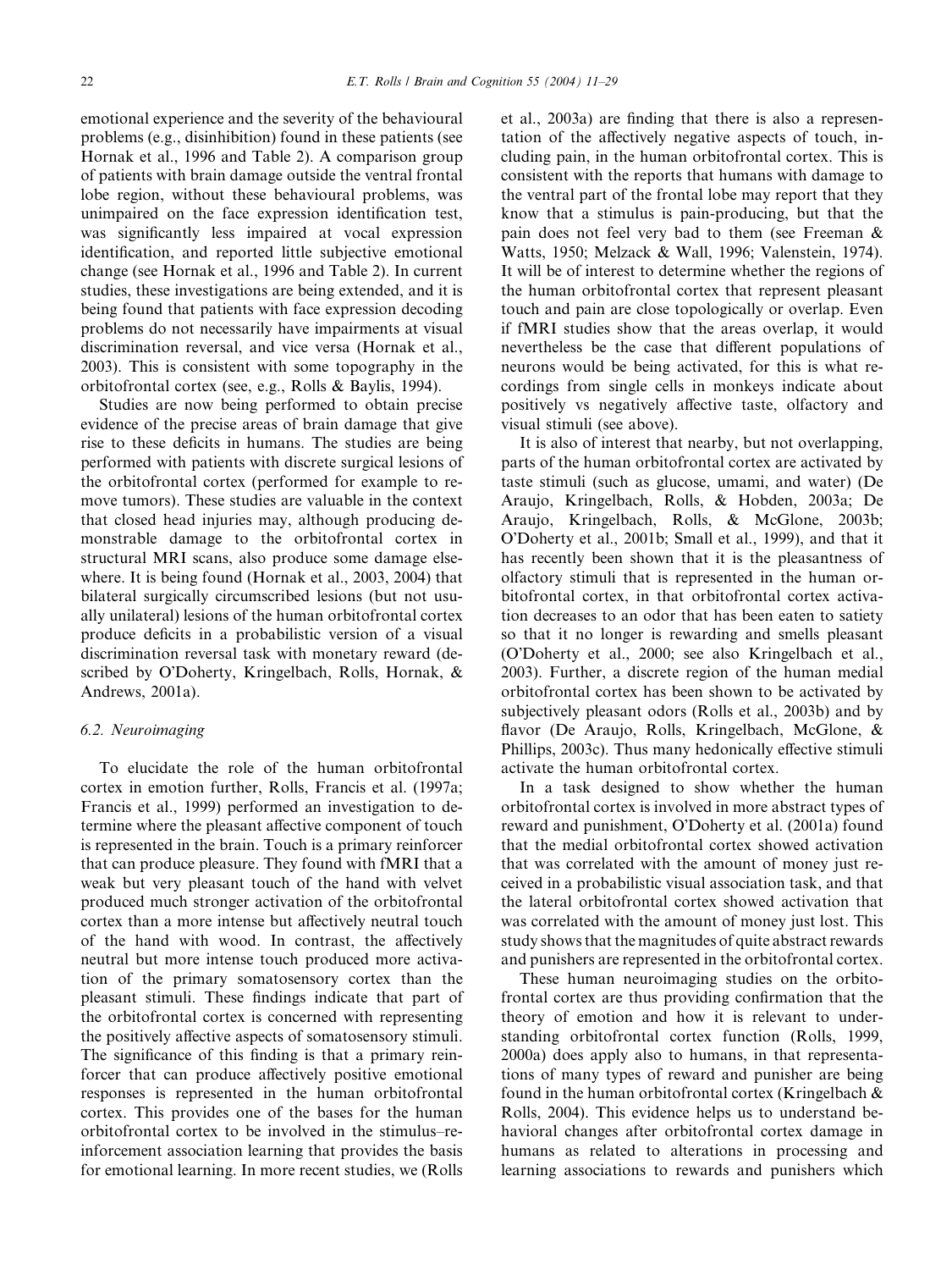emotional experience and the severity of the behavioural problems (e.g., disinhibition) found in these patients (see Hornak et al., 1996 and Table 2). A comparison group of patients with brain damage outside the ventral frontal lobe region, without these behavioural problems, was unimpaired on the face expression identification test, was significantly less impaired at vocal expression identification, and reported little subjective emotional change (see Hornak et al., 1996 and Table 2). In current studies, these investigations are being extended, and it is being found that patients with face expression decoding problems do not necessarily have impairments at visual discrimination reversal, and vice versa (Hornak et al., 2003). This is consistent with some topography in the orbitofrontal cortex (see, e.g., Rolls & Baylis, 1994).

Studies are now being performed to obtain precise evidence of the precise areas of brain damage that give rise to these deficits in humans. The studies are being performed with patients with discrete surgical lesions of the orbitofrontal cortex (performed for example to remove tumors). These studies are valuable in the context that closed head injuries may, although producing demonstrable damage to the orbitofrontal cortex in structural MRI scans, also produce some damage elsewhere. It is being found (Hornak et al., 2003, 2004) that bilateral surgically circumscribed lesions (but not usually unilateral) lesions of the human orbitofrontal cortex produce deficits in a probabilistic version of a visual discrimination reversal task with monetary reward (described by O'Doherty, Kringelbach, Rolls, Hornak, & Andrews, 2001a).

### 6.2. Neuroimaging

To elucidate the role of the human orbitofrontal cortex in emotion further, Rolls, Francis et al. (1997a; Francis et al., 1999) performed an investigation to determine where the pleasant affective component of touch is represented in the brain. Touch is a primary reinforcer that can produce pleasure. They found with fMRI that a weak but very pleasant touch of the hand with velvet produced much stronger activation of the orbitofrontal cortex than a more intense but affectively neutral touch of the hand with wood. In contrast, the affectively neutral but more intense touch produced more activation of the primary somatosensory cortex than the pleasant stimuli. These findings indicate that part of the orbitofrontal cortex is concerned with representing the positively affective aspects of somatosensory stimuli. The significance of this finding is that a primary reinforcer that can produce affectively positive emotional responses is represented in the human orbitofrontal cortex. This provides one of the bases for the human orbitofrontal cortex to be involved in the stimulus–reinforcement association learning that provides the basis for emotional learning. In more recent studies, we (Rolls et al., 2003a) are finding that there is also a representation of the affectively negative aspects of touch, including pain, in the human orbitofrontal cortex. This is consistent with the reports that humans with damage to the ventral part of the frontal lobe may report that they know that a stimulus is pain-producing, but that the pain does not feel very bad to them (see Freeman & Watts, 1950; Melzack & Wall, 1996; Valenstein, 1974). It will be of interest to determine whether the regions of the human orbitofrontal cortex that represent pleasant touch and pain are close topologically or overlap. Even if fMRI studies show that the areas overlap, it would nevertheless be the case that different populations of neurons would be being activated, for this is what recordings from single cells in monkeys indicate about positively vs negatively affective taste, olfactory and visual stimuli (see above).

It is also of interest that nearby, but not overlapping, parts of the human orbitofrontal cortex are activated by taste stimuli (such as glucose, umami, and water) (De Araujo, Kringelbach, Rolls, & Hobden, 2003a; De Araujo, Kringelbach, Rolls, & McGlone, 2003b; O'Doherty et al., 2001b; Small et al., 1999), and that it has recently been shown that it is the pleasantness of olfactory stimuli that is represented in the human orbitofrontal cortex, in that orbitofrontal cortex activation decreases to an odor that has been eaten to satiety so that it no longer is rewarding and smells pleasant (O'Doherty et al., 2000; see also Kringelbach et al., 2003). Further, a discrete region of the human medial orbitofrontal cortex has been shown to be activated by subjectively pleasant odors (Rolls et al., 2003b) and by flavor (De Araujo, Rolls, Kringelbach, McGlone, & Phillips, 2003c). Thus many hedonically effective stimuli activate the human orbitofrontal cortex.

In a task designed to show whether the human orbitofrontal cortex is involved in more abstract types of reward and punishment, O'Doherty et al. (2001a) found that the medial orbitofrontal cortex showed activation that was correlated with the amount of money just received in a probabilistic visual association task, and that the lateral orbitofrontal cortex showed activation that was correlated with the amount of money just lost. This study shows that the magnitudes of quite abstract rewards and punishers are represented in the orbitofrontal cortex.

These human neuroimaging studies on the orbitofrontal cortex are thus providing confirmation that the theory of emotion and how it is relevant to understanding orbitofrontal cortex function (Rolls, 1999, 2000a) does apply also to humans, in that representations of many types of reward and punisher are being found in the human orbitofrontal cortex (Kringelbach & Rolls, 2004). This evidence helps us to understand behavioral changes after orbitofrontal cortex damage in humans as related to alterations in processing and learning associations to rewards and punishers which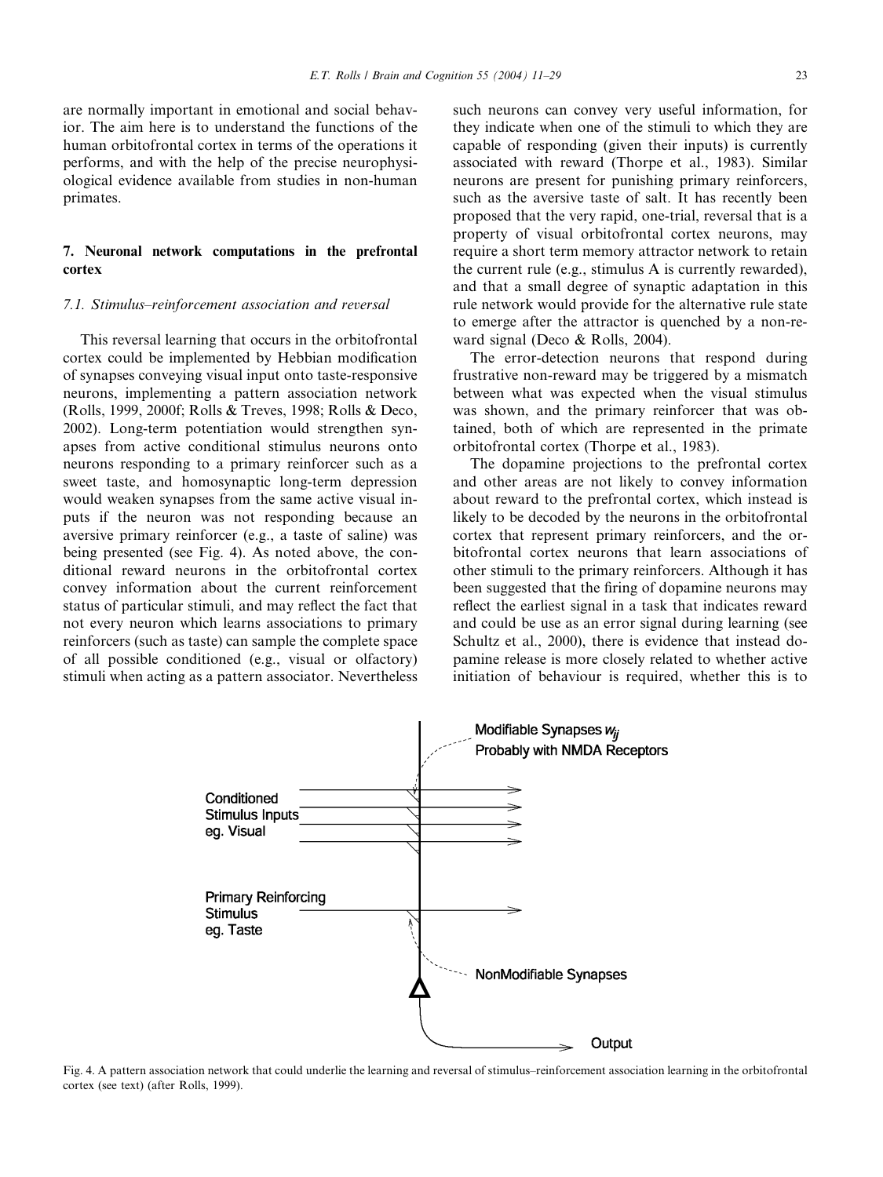are normally important in emotional and social behavior. The aim here is to understand the functions of the human orbitofrontal cortex in terms of the operations it performs, and with the help of the precise neurophysiological evidence available from studies in non-human primates.

## 7. Neuronal network computations in the prefrontal cortex

### 7.1. Stimulus–reinforcement association and reversal

This reversal learning that occurs in the orbitofrontal cortex could be implemented by Hebbian modification of synapses conveying visual input onto taste-responsive neurons, implementing a pattern association network (Rolls, 1999, 2000f; Rolls & Treves, 1998; Rolls & Deco, 2002). Long-term potentiation would strengthen synapses from active conditional stimulus neurons onto neurons responding to a primary reinforcer such as a sweet taste, and homosynaptic long-term depression would weaken synapses from the same active visual inputs if the neuron was not responding because an aversive primary reinforcer (e.g., a taste of saline) was being presented (see Fig. 4). As noted above, the conditional reward neurons in the orbitofrontal cortex convey information about the current reinforcement status of particular stimuli, and may reflect the fact that not every neuron which learns associations to primary reinforcers (such as taste) can sample the complete space of all possible conditioned (e.g., visual or olfactory) stimuli when acting as a pattern associator. Nevertheless such neurons can convey very useful information, for they indicate when one of the stimuli to which they are capable of responding (given their inputs) is currently associated with reward (Thorpe et al., 1983). Similar neurons are present for punishing primary reinforcers, such as the aversive taste of salt. It has recently been proposed that the very rapid, one-trial, reversal that is a property of visual orbitofrontal cortex neurons, may require a short term memory attractor network to retain the current rule (e.g., stimulus A is currently rewarded), and that a small degree of synaptic adaptation in this rule network would provide for the alternative rule state to emerge after the attractor is quenched by a non-reward signal (Deco & Rolls, 2004).

The error-detection neurons that respond during frustrative non-reward may be triggered by a mismatch between what was expected when the visual stimulus was shown, and the primary reinforcer that was obtained, both of which are represented in the primate orbitofrontal cortex (Thorpe et al., 1983).

The dopamine projections to the prefrontal cortex and other areas are not likely to convey information about reward to the prefrontal cortex, which instead is likely to be decoded by the neurons in the orbitofrontal cortex that represent primary reinforcers, and the orbitofrontal cortex neurons that learn associations of other stimuli to the primary reinforcers. Although it has been suggested that the firing of dopamine neurons may reflect the earliest signal in a task that indicates reward and could be use as an error signal during learning (see Schultz et al., 2000), there is evidence that instead dopamine release is more closely related to whether active initiation of behaviour is required, whether this is to

Fig. 4. A pattern association network that could underlie the learning and reversal of stimulus–reinforcement association learning in the orbitofrontal cortex (see text) (after Rolls, 1999).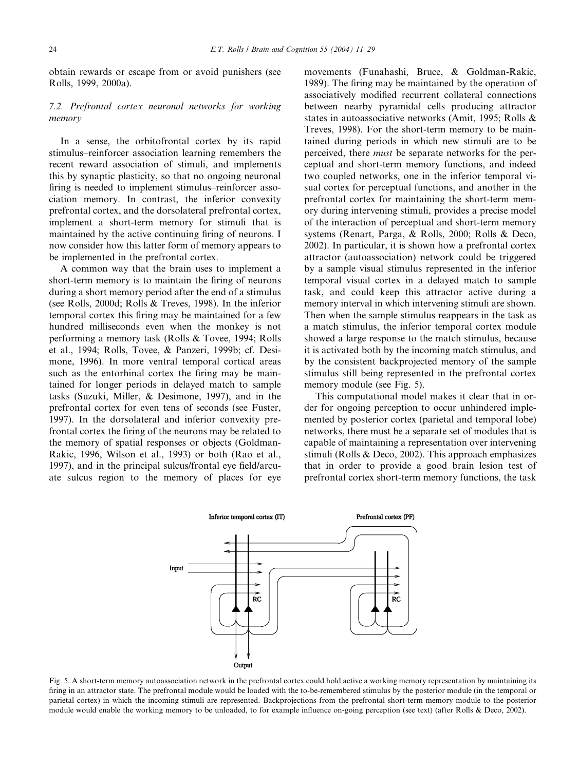obtain rewards or escape from or avoid punishers (see Rolls, 1999, 2000a).

### 7.2. Prefrontal cortex neuronal networks for working memory

In a sense, the orbitofrontal cortex by its rapid stimulus–reinforcer association learning remembers the recent reward association of stimuli, and implements this by synaptic plasticity, so that no ongoing neuronal firing is needed to implement stimulus–reinforcer association memory. In contrast, the inferior convexity prefrontal cortex, and the dorsolateral prefrontal cortex, implement a short-term memory for stimuli that is maintained by the active continuing firing of neurons. I now consider how this latter form of memory appears to be implemented in the prefrontal cortex.

A common way that the brain uses to implement a short-term memory is to maintain the firing of neurons during a short memory period after the end of a stimulus (see Rolls, 2000d; Rolls & Treves, 1998). In the inferior temporal cortex this firing may be maintained for a few hundred milliseconds even when the monkey is not performing a memory task (Rolls & Tovee, 1994; Rolls et al., 1994; Rolls, Tovee, & Panzeri, 1999b; cf. Desimone, 1996). In more ventral temporal cortical areas such as the entorhinal cortex the firing may be maintained for longer periods in delayed match to sample tasks (Suzuki, Miller, & Desimone, 1997), and in the prefrontal cortex for even tens of seconds (see Fuster, 1997). In the dorsolateral and inferior convexity prefrontal cortex the firing of the neurons may be related to the memory of spatial responses or objects (Goldman-Rakic, 1996, Wilson et al., 1993) or both (Rao et al., 1997), and in the principal sulcus/frontal eye field/arcuate sulcus region to the memory of places for eye movements (Funahashi, Bruce, & Goldman-Rakic, 1989). The firing may be maintained by the operation of associatively modified recurrent collateral connections between nearby pyramidal cells producing attractor states in autoassociative networks (Amit, 1995; Rolls & Treves, 1998). For the short-term memory to be maintained during periods in which new stimuli are to be perceived, there *must* be separate networks for the perceptual and short-term memory functions, and indeed two coupled networks, one in the inferior temporal visual cortex for perceptual functions, and another in the prefrontal cortex for maintaining the short-term memory during intervening stimuli, provides a precise model of the interaction of perceptual and short-term memory systems (Renart, Parga, & Rolls, 2000; Rolls & Deco, 2002). In particular, it is shown how a prefrontal cortex attractor (autoassociation) network could be triggered by a sample visual stimulus represented in the inferior temporal visual cortex in a delayed match to sample task, and could keep this attractor active during a memory interval in which intervening stimuli are shown. Then when the sample stimulus reappears in the task as a match stimulus, the inferior temporal cortex module showed a large response to the match stimulus, because it is activated both by the incoming match stimulus, and by the consistent backprojected memory of the sample stimulus still being represented in the prefrontal cortex memory module (see Fig. 5).

This computational model makes it clear that in order for ongoing perception to occur unhindered implemented by posterior cortex (parietal and temporal lobe) networks, there must be a separate set of modules that is capable of maintaining a representation over intervening stimuli (Rolls & Deco, 2002). This approach emphasizes that in order to provide a good brain lesion test of prefrontal cortex short-term memory functions, the task

Fig. 5. A short-term memory autoassociation network in the prefrontal cortex could hold active a working memory representation by maintaining its firing in an attractor state. The prefrontal module would be loaded with the to-be-remembered stimulus by the posterior module (in the temporal or parietal cortex) in which the incoming stimuli are represented. Backprojections from the prefrontal short-term memory module to the posterior module would enable the working memory to be unloaded, to for example influence on-going perception (see text) (after Rolls & Deco, 2002).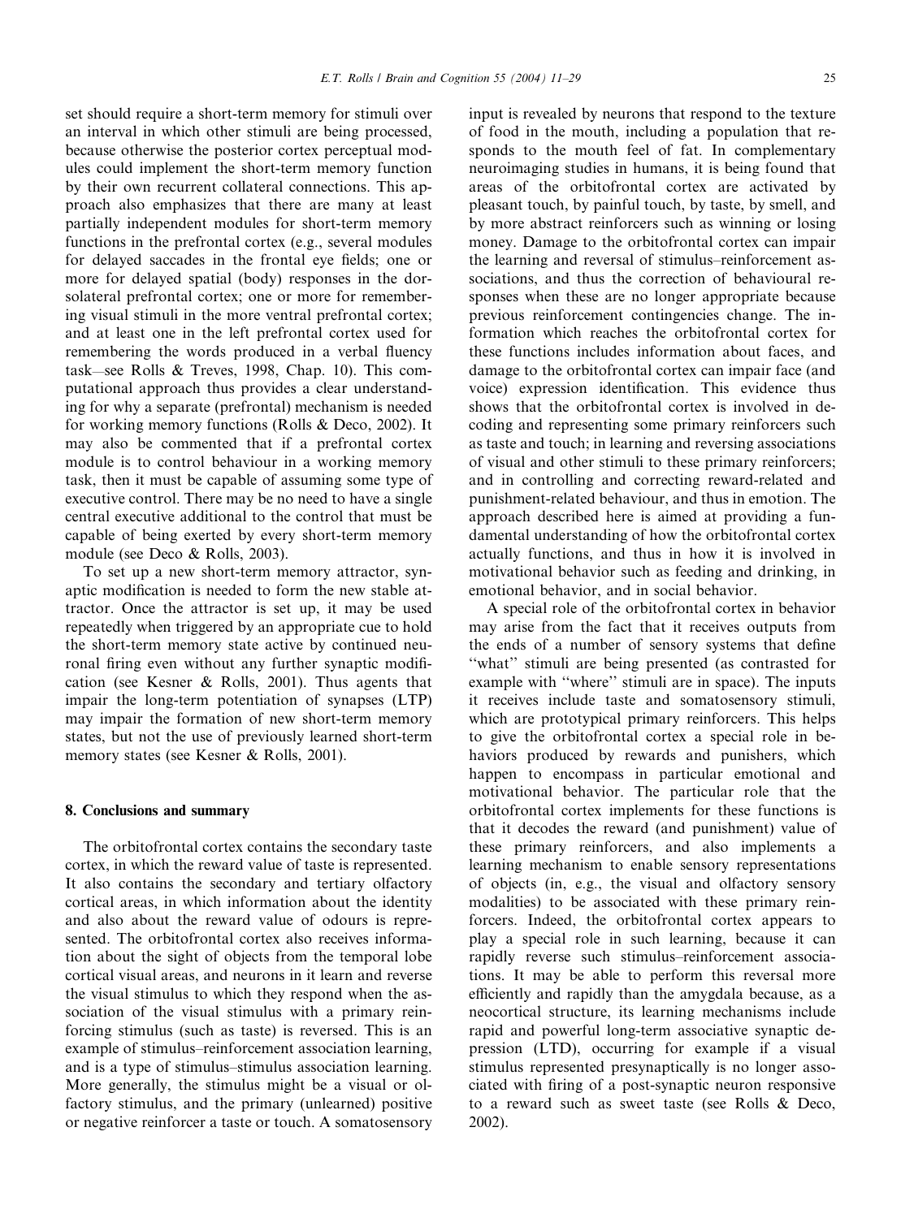set should require a short-term memory for stimuli over an interval in which other stimuli are being processed, because otherwise the posterior cortex perceptual modules could implement the short-term memory function by their own recurrent collateral connections. This approach also emphasizes that there are many at least partially independent modules for short-term memory functions in the prefrontal cortex (e.g., several modules for delayed saccades in the frontal eye fields; one or more for delayed spatial (body) responses in the dorsolateral prefrontal cortex; one or more for remembering visual stimuli in the more ventral prefrontal cortex; and at least one in the left prefrontal cortex used for remembering the words produced in a verbal fluency task—see Rolls & Treves, 1998, Chap. 10). This computational approach thus provides a clear understanding for why a separate (prefrontal) mechanism is needed for working memory functions (Rolls & Deco, 2002). It may also be commented that if a prefrontal cortex module is to control behaviour in a working memory task, then it must be capable of assuming some type of executive control. There may be no need to have a single central executive additional to the control that must be capable of being exerted by every short-term memory module (see Deco & Rolls, 2003).

To set up a new short-term memory attractor, synaptic modification is needed to form the new stable attractor. Once the attractor is set up, it may be used repeatedly when triggered by an appropriate cue to hold the short-term memory state active by continued neuronal firing even without any further synaptic modification (see Kesner & Rolls, 2001). Thus agents that impair the long-term potentiation of synapses (LTP) may impair the formation of new short-term memory states, but not the use of previously learned short-term memory states (see Kesner & Rolls, 2001).

## 8. Conclusions and summary

The orbitofrontal cortex contains the secondary taste cortex, in which the reward value of taste is represented. It also contains the secondary and tertiary olfactory cortical areas, in which information about the identity and also about the reward value of odours is represented. The orbitofrontal cortex also receives information about the sight of objects from the temporal lobe cortical visual areas, and neurons in it learn and reverse the visual stimulus to which they respond when the association of the visual stimulus with a primary reinforcing stimulus (such as taste) is reversed. This is an example of stimulus–reinforcement association learning, and is a type of stimulus–stimulus association learning. More generally, the stimulus might be a visual or olfactory stimulus, and the primary (unlearned) positive or negative reinforcer a taste or touch. A somatosensory input is revealed by neurons that respond to the texture of food in the mouth, including a population that responds to the mouth feel of fat. In complementary neuroimaging studies in humans, it is being found that areas of the orbitofrontal cortex are activated by pleasant touch, by painful touch, by taste, by smell, and by more abstract reinforcers such as winning or losing money. Damage to the orbitofrontal cortex can impair the learning and reversal of stimulus–reinforcement associations, and thus the correction of behavioural responses when these are no longer appropriate because previous reinforcement contingencies change. The information which reaches the orbitofrontal cortex for these functions includes information about faces, and damage to the orbitofrontal cortex can impair face (and voice) expression identification. This evidence thus shows that the orbitofrontal cortex is involved in decoding and representing some primary reinforcers such as taste and touch; in learning and reversing associations of visual and other stimuli to these primary reinforcers; and in controlling and correcting reward-related and punishment-related behaviour, and thus in emotion. The approach described here is aimed at providing a fundamental understanding of how the orbitofrontal cortex actually functions, and thus in how it is involved in motivational behavior such as feeding and drinking, in emotional behavior, and in social behavior.

A special role of the orbitofrontal cortex in behavior may arise from the fact that it receives outputs from the ends of a number of sensory systems that define "what" stimuli are being presented (as contrasted for example with "where" stimuli are in space). The inputs it receives include taste and somatosensory stimuli, which are prototypical primary reinforcers. This helps to give the orbitofrontal cortex a special role in behaviors produced by rewards and punishers, which happen to encompass in particular emotional and motivational behavior. The particular role that the orbitofrontal cortex implements for these functions is that it decodes the reward (and punishment) value of these primary reinforcers, and also implements a learning mechanism to enable sensory representations of objects (in, e.g., the visual and olfactory sensory modalities) to be associated with these primary reinforcers. Indeed, the orbitofrontal cortex appears to play a special role in such learning, because it can rapidly reverse such stimulus–reinforcement associations. It may be able to perform this reversal more efficiently and rapidly than the amygdala because, as a neocortical structure, its learning mechanisms include rapid and powerful long-term associative synaptic depression (LTD), occurring for example if a visual stimulus represented presynaptically is no longer associated with firing of a post-synaptic neuron responsive to a reward such as sweet taste (see Rolls & Deco, 2002).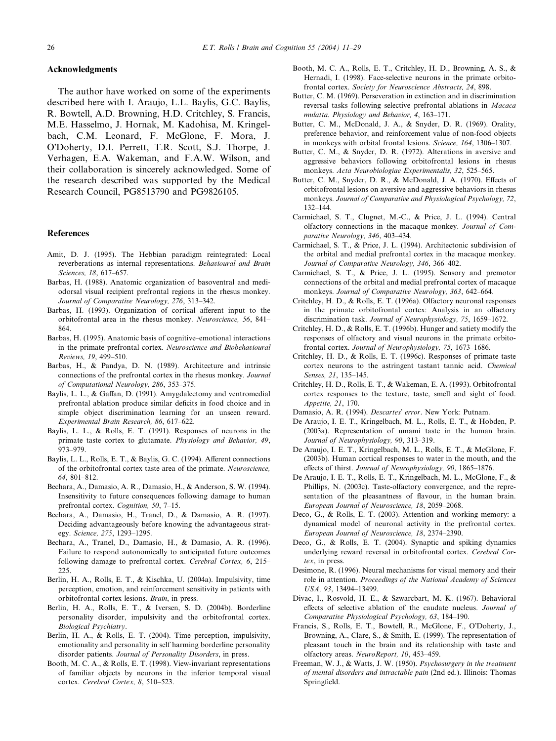## Acknowledgments

The author have worked on some of the experiments described here with I. Araujo, L.L. Baylis, G.C. Baylis, R. Bowtell, A.D. Browning, H.D. Critchley, S. Francis, M.E. Hasselmo, J. Hornak, M. Kadohisa, M. Kringelbach, C.M. Leonard, F. McGlone, F. Mora, J. O'Doherty, D.I. Perrett, T.R. Scott, S.J. Thorpe, J. Verhagen, E.A. Wakeman, and F.A.W. Wilson, and their collaboration is sincerely acknowledged. Some of the research described was supported by the Medical Research Council, PG8513790 and PG9826105.

## References

Amit, D. J. (1995). The Hebbian paradigm reintegrated: Local reverberations as internal representations. *Behavioural and Brain Sciences, 18*, 617–657.

Barbas, H. (1988). Anatomic organization of basoventral and mediodorsal visual recipient prefrontal regions in the rhesus monkey. *Journal of Comparative Neurology, 276*, 313–342.

Barbas, H. (1993). Organization of cortical afferent input to the orbitofrontal area in the rhesus monkey. *Neuroscience, 56*, 841–864.

Barbas, H. (1995). Anatomic basis of cognitive–emotional interactions in the primate prefrontal cortex. *Neuroscience and Biobehavioural Reviews, 19*, 499–510.

Barbas, H., & Pandya, D. N. (1989). Architecture and intrinsic connections of the prefrontal cortex in the rhesus monkey. *Journal of Computational Neurology, 286*, 353–375.

Baylis, L. L., & Gaffan, D. (1991). Amygdalectomy and ventromedial prefrontal ablation produce similar deficits in food choice and in simple object discrimination learning for an unseen reward. *Experimental Brain Research, 86*, 617–622.

Baylis, L. L., & Rolls, E. T. (1991). Responses of neurons in the primate taste cortex to glutamate. *Physiology and Behavior, 49*, 973–979.

Baylis, L. L., Rolls, E. T., & Baylis, G. C. (1994). Afferent connections of the orbitofrontal cortex taste area of the primate. *Neuroscience, 64*, 801–812.

Bechara, A., Damasio, A. R., Damasio, H., & Anderson, S. W. (1994). Insensitivity to future consequences following damage to human prefrontal cortex. *Cognition, 50*, 7–15.

Bechara, A., Damasio, H., Tranel, D., & Damasio, A. R. (1997). Deciding advantageously before knowing the advantageous strategy. *Science, 275*, 1293–1295.

Bechara, A., Tranel, D., Damasio, H., & Damasio, A. R. (1996). Failure to respond autonomically to anticipated future outcomes following damage to prefrontal cortex. *Cerebral Cortex, 6*, 215–225.

Berlin, H. A., Rolls, E. T., & Kischka, U. (2004a). Impulsivity, time perception, emotion, and reinforcement sensitivity in patients with orbitofrontal cortex lesions. *Brain*, in press.

Berlin, H. A., Rolls, E. T., & Iversen, S. D. (2004b). Borderline personality disorder, impulsivity and the orbitofrontal cortex. *Biological Psychiatry*.

Berlin, H. A., & Rolls, E. T. (2004). Time perception, impulsivity, emotionality and personality in self harming borderline personality disorder patients. *Journal of Personality Disorders*, in press.

Booth, M. C. A., & Rolls, E. T. (1998). View-invariant representations of familiar objects by neurons in the inferior temporal visual cortex. *Cerebral Cortex, 8*, 510–523.

Booth, M. C. A., Rolls, E. T., Critchley, H. D., Browning, A. S., & Hernadi, I. (1998). Face-selective neurons in the primate orbitofrontal cortex. *Society for Neuroscience Abstracts, 24*, 898.

Butter, C. M. (1969). Perseveration in extinction and in discrimination reversal tasks following selective prefrontal ablations in *Macaca mulatta*. *Physiology and Behavior, 4*, 163–171.

Butter, C. M., McDonald, J. A., & Snyder, D. R. (1969). Orality, preference behavior, and reinforcement value of non-food objects in monkeys with orbital frontal lesions. *Science, 164*, 1306–1307.

Butter, C. M., & Snyder, D. R. (1972). Alterations in aversive and aggressive behaviors following orbitofrontal lesions in rhesus monkeys. *Acta Neurobiologiae Experimentalis, 32*, 525–565.

Butter, C. M., Snyder, D. R., & McDonald, J. A. (1970). Effects of orbitofrontal lesions on aversive and aggressive behaviors in rhesus monkeys. *Journal of Comparative and Physiological Psychology, 72*, 132–144.

Carmichael, S. T., Clugnet, M.-C., & Price, J. L. (1994). Central olfactory connections in the macaque monkey. *Journal of Comparative Neurology, 346*, 403–434.

Carmichael, S. T., & Price, J. L. (1994). Architectonic subdivision of the orbital and medial prefrontal cortex in the macaque monkey. *Journal of Comparative Neurology, 346*, 366–402.

Carmichael, S. T., & Price, J. L. (1995). Sensory and premotor connections of the orbital and medial prefrontal cortex of macaque monkeys. *Journal of Comparative Neurology, 363*, 642–664.

Critchley, H. D., & Rolls, E. T. (1996a). Olfactory neuronal responses in the primate orbitofrontal cortex: Analysis in an olfactory discrimination task. *Journal of Neurophysiology, 75*, 1659–1672.

Critchley, H. D., & Rolls, E. T. (1996b). Hunger and satiety modify the responses of olfactory and visual neurons in the primate orbitofrontal cortex. *Journal of Neurophysiology, 75*, 1673–1686.

Critchley, H. D., & Rolls, E. T. (1996c). Responses of primate taste cortex neurons to the astringent tastant tannic acid. *Chemical Senses, 21*, 135–145.

Critchley, H. D., Rolls, E. T., & Wakeman, E. A. (1993). Orbitofrontal cortex responses to the texture, taste, smell and sight of food. *Appetite, 21*, 170.

Damasio, A. R. (1994). *Descartes' error*. New York: Putnam.

De Araujo, I. E. T., Kringelbach, M. L., Rolls, E. T., & Hobden, P. (2003a). Representation of umami taste in the human brain. *Journal of Neurophysiology, 90*, 313–319.

De Araujo, I. E. T., Kringelbach, M. L., Rolls, E. T., & McGlone, F. (2003b). Human cortical responses to water in the mouth, and the effects of thirst. *Journal of Neurophysiology, 90*, 1865–1876.

De Araujo, I. E. T., Rolls, E. T., Kringelbach, M. L., McGlone, F., & Phillips, N. (2003c). Taste-olfactory convergence, and the representation of the pleasantness of flavour, in the human brain. *European Journal of Neuroscience, 18*, 2059–2068.

Deco, G., & Rolls, E. T. (2003). Attention and working memory: a dynamical model of neuronal activity in the prefrontal cortex. *European Journal of Neuroscience, 18*, 2374–2390.

Deco, G., & Rolls, E. T. (2004). Synaptic and spiking dynamics underlying reward reversal in orbitofrontal cortex. *Cerebral Cortex*, in press.

Desimone, R. (1996). Neural mechanisms for visual memory and their role in attention. *Proceedings of the National Academy of Sciences USA, 93*, 13494–13499.

Divac, I., Rosvold, H. E., & Szwarcbart, M. K. (1967). Behavioral effects of selective ablation of the caudate nucleus. *Journal of Comparative Physiological Psychology, 63*, 184–190.

Francis, S., Rolls, E. T., Bowtell, R., McGlone, F., O'Doherty, J., Browning, A., Clare, S., & Smith, E. (1999). The representation of pleasant touch in the brain and its relationship with taste and olfactory areas. *NeuroReport, 10*, 453–459.

Freeman, W. J., & Watts, J. W. (1950). *Psychosurgery in the treatment of mental disorders and intractable pain* (2nd ed.). Illinois: Thomas Springfield.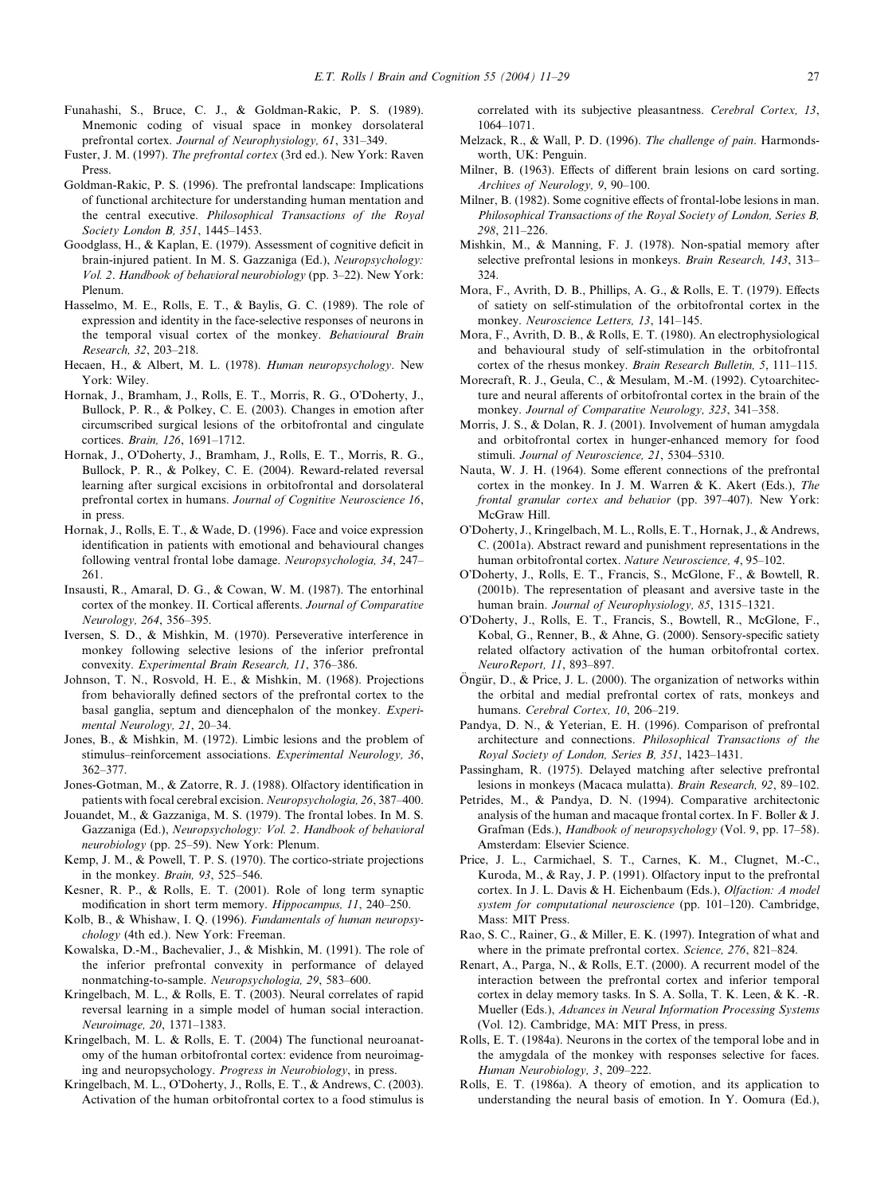Funahashi, S., Bruce, C. J., & Goldman-Rakic, P. S. (1989). Mnemonic coding of visual space in monkey dorsolateral prefrontal cortex. *Journal of Neurophysiology, 61*, 331–349.

Fuster, J. M. (1997). *The prefrontal cortex* (3rd ed.). New York: Raven Press.

Goldman-Rakic, P. S. (1996). The prefrontal landscape: Implications of functional architecture for understanding human mentation and the central executive. *Philosophical Transactions of the Royal Society London B, 351*, 1445–1453.

Goodglass, H., & Kaplan, E. (1979). Assessment of cognitive deficit in brain-injured patient. In M. S. Gazzaniga (Ed.), *Neuropsychology: Vol. 2. Handbook of behavioral neurobiology* (pp. 3–22). New York: Plenum.

Hasselmo, M. E., Rolls, E. T., & Baylis, G. C. (1989). The role of expression and identity in the face-selective responses of neurons in the temporal visual cortex of the monkey. *Behavioural Brain Research, 32*, 203–218.

Hecaen, H., & Albert, M. L. (1978). *Human neuropsychology*. New York: Wiley.

Hornak, J., Bramham, J., Rolls, E. T., Morris, R. G., O'Doherty, J., Bullock, P. R., & Polkey, C. E. (2003). Changes in emotion after circumscribed surgical lesions of the orbitofrontal and cingulate cortices. *Brain, 126*, 1691–1712.

Hornak, J., O'Doherty, J., Bramham, J., Rolls, E. T., Morris, R. G., Bullock, P. R., & Polkey, C. E. (2004). Reward-related reversal learning after surgical excisions in orbitofrontal and dorsolateral prefrontal cortex in humans. *Journal of Cognitive Neuroscience 16*, in press.

Hornak, J., Rolls, E. T., & Wade, D. (1996). Face and voice expression identification in patients with emotional and behavioural changes following ventral frontal lobe damage. *Neuropsychologia, 34*, 247–261.

Insausti, R., Amaral, D. G., & Cowan, W. M. (1987). The entorhinal cortex of the monkey. II. Cortical afferents. *Journal of Comparative Neurology, 264*, 356–395.

Iversen, S. D., & Mishkin, M. (1970). Perseverative interference in monkey following selective lesions of the inferior prefrontal convexity. *Experimental Brain Research, 11*, 376–386.

Johnson, T. N., Rosvold, H. E., & Mishkin, M. (1968). Projections from behaviorally defined sectors of the prefrontal cortex to the basal ganglia, septum and diencephalon of the monkey. *Experimental Neurology, 21*, 20–34.

Jones, B., & Mishkin, M. (1972). Limbic lesions and the problem of stimulus–reinforcement associations. *Experimental Neurology, 36*, 362–377.

Jones-Gotman, M., & Zatorre, R. J. (1988). Olfactory identification in patients with focal cerebral excision. *Neuropsychologia, 26*, 387–400.

Jouandet, M., & Gazzaniga, M. S. (1979). The frontal lobes. In M. S. Gazzaniga (Ed.), *Neuropsychology: Vol. 2. Handbook of behavioral neurobiology* (pp. 25–59). New York: Plenum.

Kemp, J. M., & Powell, T. P. S. (1970). The cortico-striate projections in the monkey. *Brain, 93*, 525–546.

Kesner, R. P., & Rolls, E. T. (2001). Role of long term synaptic modification in short term memory. *Hippocampus, 11*, 240–250.

Kolb, B., & Whishaw, I. Q. (1996). *Fundamentals of human neuropsychology* (4th ed.). New York: Freeman.

Kowalska, D.-M., Bachevalier, J., & Mishkin, M. (1991). The role of the inferior prefrontal convexity in performance of delayed nonmatching-to-sample. *Neuropsychologia, 29*, 583–600.

Kringelbach, M. L., & Rolls, E. T. (2003). Neural correlates of rapid reversal learning in a simple model of human social interaction. *Neuroimage, 20*, 1371–1383.

Kringelbach, M. L. & Rolls, E. T. (2004) The functional neuroanatomy of the human orbitofrontal cortex: evidence from neuroimaging and neuropsychology. *Progress in Neurobiology*, in press.

Kringelbach, M. L., O'Doherty, J., Rolls, E. T., & Andrews, C. (2003). Activation of the human orbitofrontal cortex to a food stimulus is correlated with its subjective pleasantness. *Cerebral Cortex, 13*, 1064–1071.

Melzack, R., & Wall, P. D. (1996). *The challenge of pain*. Harmondsworth, UK: Penguin.

Milner, B. (1963). Effects of different brain lesions on card sorting. *Archives of Neurology, 9*, 90–100.

Milner, B. (1982). Some cognitive effects of frontal-lobe lesions in man. *Philosophical Transactions of the Royal Society of London, Series B, 298*, 211–226.

Mishkin, M., & Manning, F. J. (1978). Non-spatial memory after selective prefrontal lesions in monkeys. *Brain Research, 143*, 313–324.

Mora, F., Avrith, D. B., Phillips, A. G., & Rolls, E. T. (1979). Effects of satiety on self-stimulation of the orbitofrontal cortex in the monkey. *Neuroscience Letters, 13*, 141–145.

Mora, F., Avrith, D. B., & Rolls, E. T. (1980). An electrophysiological and behavioural study of self-stimulation in the orbitofrontal cortex of the rhesus monkey. *Brain Research Bulletin, 5*, 111–115.

Morecraft, R. J., Geula, C., & Mesulam, M.-M. (1992). Cytoarchitecture and neural afferents of orbitofrontal cortex in the brain of the monkey. *Journal of Comparative Neurology, 323*, 341–358.

Morris, J. S., & Dolan, R. J. (2001). Involvement of human amygdala and orbitofrontal cortex in hunger-enhanced memory for food stimuli. *Journal of Neuroscience, 21*, 5304–5310.

Nauta, W. J. H. (1964). Some efferent connections of the prefrontal cortex in the monkey. In J. M. Warren & K. Akert (Eds.), *The frontal granular cortex and behavior* (pp. 397–407). New York: McGraw Hill.

O'Doherty, J., Kringelbach, M. L., Rolls, E. T., Hornak, J., & Andrews, C. (2001a). Abstract reward and punishment representations in the human orbitofrontal cortex. *Nature Neuroscience, 4*, 95–102.

O'Doherty, J., Rolls, E. T., Francis, S., McGlone, F., & Bowtell, R. (2001b). The representation of pleasant and aversive taste in the human brain. *Journal of Neurophysiology, 85*, 1315–1321.

O'Doherty, J., Rolls, E. T., Francis, S., Bowtell, R., McGlone, F., Kobal, G., Renner, B., & Ahne, G. (2000). Sensory-specific satiety related olfactory activation of the human orbitofrontal cortex. *NeuroReport, 11*, 893–897.

Öngür, D., & Price, J. L. (2000). The organization of networks within the orbital and medial prefrontal cortex of rats, monkeys and humans. *Cerebral Cortex, 10*, 206–219.

Pandya, D. N., & Yeterian, E. H. (1996). Comparison of prefrontal architecture and connections. *Philosophical Transactions of the Royal Society of London, Series B, 351*, 1423–1431.

Passingham, R. (1975). Delayed matching after selective prefrontal lesions in monkeys (Macaca mulatta). *Brain Research, 92*, 89–102.

Petrides, M., & Pandya, D. N. (1994). Comparative architectonic analysis of the human and macaque frontal cortex. In F. Boller & J. Grafman (Eds.), *Handbook of neuropsychology* (Vol. 9, pp. 17–58). Amsterdam: Elsevier Science.

Price, J. L., Carmichael, S. T., Carnes, K. M., Clugnet, M.-C., Kuroda, M., & Ray, J. P. (1991). Olfactory input to the prefrontal cortex. In J. L. Davis & H. Eichenbaum (Eds.), *Olfaction: A model system for computational neuroscience* (pp. 101–120). Cambridge, Mass: MIT Press.

Rao, S. C., Rainer, G., & Miller, E. K. (1997). Integration of what and where in the primate prefrontal cortex. *Science, 276*, 821–824.

Renart, A., Parga, N., & Rolls, E.T. (2000). A recurrent model of the interaction between the prefrontal cortex and inferior temporal cortex in delay memory tasks. In S. A. Solla, T. K. Leen, & K. -R. Mueller (Eds.), *Advances in Neural Information Processing Systems* (Vol. 12). Cambridge, MA: MIT Press, in press.

Rolls, E. T. (1984a). Neurons in the cortex of the temporal lobe and in the amygdala of the monkey with responses selective for faces. *Human Neurobiology, 3*, 209–222.

Rolls, E. T. (1986a). A theory of emotion, and its application to understanding the neural basis of emotion. In Y. Oomura (Ed.),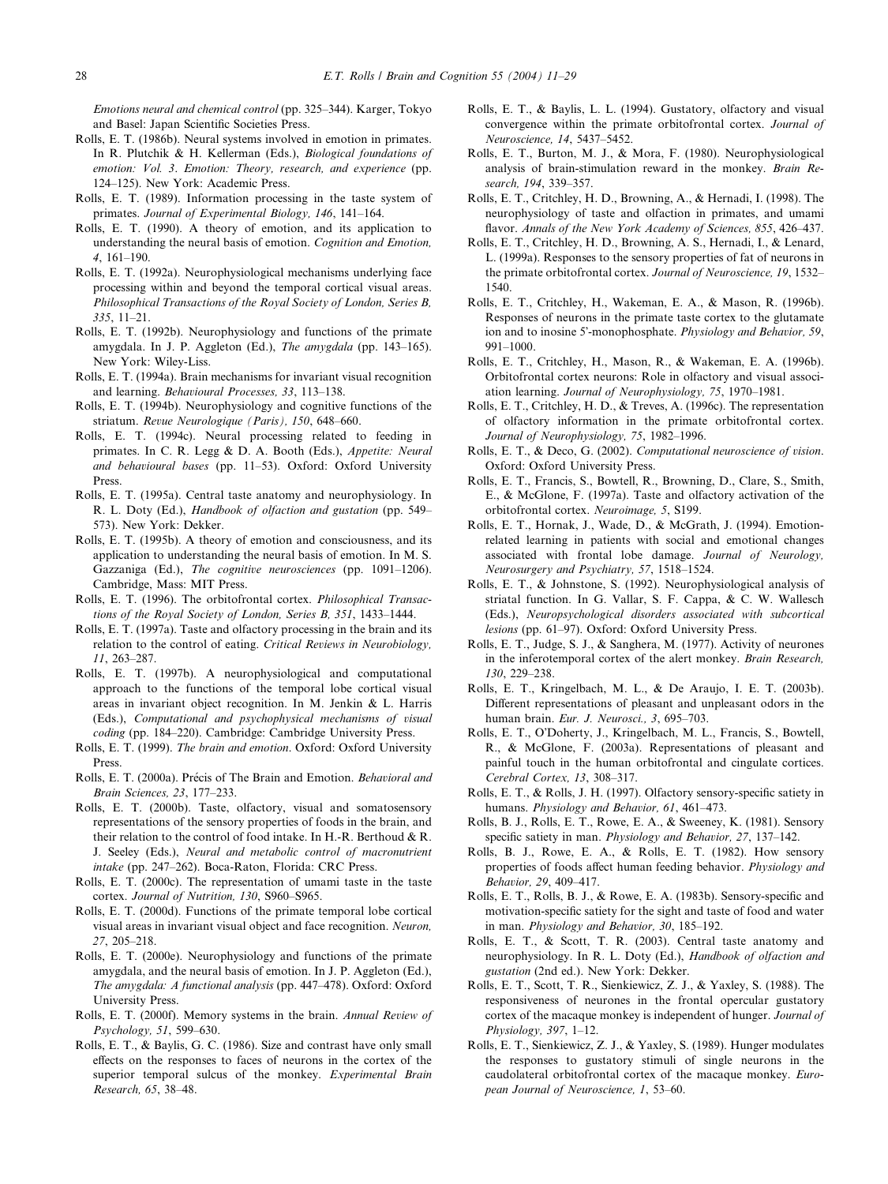*Emotions neural and chemical control* (pp. 325–344). Karger, Tokyo and Basel: Japan Scientific Societies Press.

Rolls, E. T. (1986b). Neural systems involved in emotion in primates. In R. Plutchik & H. Kellerman (Eds.), *Biological foundations of emotion: Vol. 3. Emotion: Theory, research, and experience* (pp. 124–125). New York: Academic Press.

Rolls, E. T. (1989). Information processing in the taste system of primates. *Journal of Experimental Biology, 146*, 141–164.

Rolls, E. T. (1990). A theory of emotion, and its application to understanding the neural basis of emotion. *Cognition and Emotion, 4*, 161–190.

Rolls, E. T. (1992a). Neurophysiological mechanisms underlying face processing within and beyond the temporal cortical visual areas. *Philosophical Transactions of the Royal Society of London, Series B, 335*, 11–21.

Rolls, E. T. (1992b). Neurophysiology and functions of the primate amygdala. In J. P. Aggleton (Ed.), *The amygdala* (pp. 143–165). New York: Wiley-Liss.

Rolls, E. T. (1994a). Brain mechanisms for invariant visual recognition and learning. *Behavioural Processes, 33*, 113–138.

Rolls, E. T. (1994b). Neurophysiology and cognitive functions of the striatum. *Revue Neurologique (Paris), 150*, 648–660.

Rolls, E. T. (1994c). Neural processing related to feeding in primates. In C. R. Legg & D. A. Booth (Eds.), *Appetite: Neural and behavioural bases* (pp. 11–53). Oxford: Oxford University Press.

Rolls, E. T. (1995a). Central taste anatomy and neurophysiology. In R. L. Doty (Ed.), *Handbook of olfaction and gustation* (pp. 549–573). New York: Dekker.

Rolls, E. T. (1995b). A theory of emotion and consciousness, and its application to understanding the neural basis of emotion. In M. S. Gazzaniga (Ed.), *The cognitive neurosciences* (pp. 1091–1206). Cambridge, Mass: MIT Press.

Rolls, E. T. (1996). The orbitofrontal cortex. *Philosophical Transactions of the Royal Society of London, Series B, 351*, 1433–1444.

Rolls, E. T. (1997a). Taste and olfactory processing in the brain and its relation to the control of eating. *Critical Reviews in Neurobiology, 11*, 263–287.

Rolls, E. T. (1997b). A neurophysiological and computational approach to the functions of the temporal lobe cortical visual areas in invariant object recognition. In M. Jenkin & L. Harris (Eds.), *Computational and psychophysical mechanisms of visual coding* (pp. 184–220). Cambridge: Cambridge University Press.

Rolls, E. T. (1999). *The brain and emotion*. Oxford: Oxford University Press.

Rolls, E. T. (2000a). Précis of The Brain and Emotion. *Behavioral and Brain Sciences, 23*, 177–233.

Rolls, E. T. (2000b). Taste, olfactory, visual and somatosensory representations of the sensory properties of foods in the brain, and their relation to the control of food intake. In H.-R. Berthoud & R. J. Seeley (Eds.), *Neural and metabolic control of macronutrient intake* (pp. 247–262). Boca-Raton, Florida: CRC Press.

Rolls, E. T. (2000c). The representation of umami taste in the taste cortex. *Journal of Nutrition, 130*, S960–S965.

Rolls, E. T. (2000d). Functions of the primate temporal lobe cortical visual areas in invariant visual object and face recognition. *Neuron, 27*, 205–218.

Rolls, E. T. (2000e). Neurophysiology and functions of the primate amygdala, and the neural basis of emotion. In J. P. Aggleton (Ed.), *The amygdala: A functional analysis* (pp. 447–478). Oxford: Oxford University Press.

Rolls, E. T. (2000f). Memory systems in the brain. *Annual Review of Psychology, 51*, 599–630.

Rolls, E. T., & Baylis, G. C. (1986). Size and contrast have only small effects on the responses to faces of neurons in the cortex of the superior temporal sulcus of the monkey. *Experimental Brain Research, 65*, 38–48.

Rolls, E. T., & Baylis, L. L. (1994). Gustatory, olfactory and visual convergence within the primate orbitofrontal cortex. *Journal of Neuroscience, 14*, 5437–5452.

Rolls, E. T., Burton, M. J., & Mora, F. (1980). Neurophysiological analysis of brain-stimulation reward in the monkey. *Brain Research, 194*, 339–357.

Rolls, E. T., Critchley, H. D., Browning, A., & Hernadi, I. (1998). The neurophysiology of taste and olfaction in primates, and umami flavor. *Annals of the New York Academy of Sciences, 855*, 426–437.

Rolls, E. T., Critchley, H. D., Browning, A. S., Hernadi, I., & Lenard, L. (1999a). Responses to the sensory properties of fat of neurons in the primate orbitofrontal cortex. *Journal of Neuroscience, 19*, 1532–1540.

Rolls, E. T., Critchley, H., Wakeman, E. A., & Mason, R. (1996b). Responses of neurons in the primate taste cortex to the glutamate ion and to inosine 5'-monophosphate. *Physiology and Behavior, 59*, 991–1000.

Rolls, E. T., Critchley, H., Mason, R., & Wakeman, E. A. (1996b). Orbitofrontal cortex neurons: Role in olfactory and visual association learning. *Journal of Neurophysiology, 75*, 1970–1981.

Rolls, E. T., Critchley, H. D., & Treves, A. (1996c). The representation of olfactory information in the primate orbitofrontal cortex. *Journal of Neurophysiology, 75*, 1982–1996.

Rolls, E. T., & Deco, G. (2002). *Computational neuroscience of vision*. Oxford: Oxford University Press.

Rolls, E. T., Francis, S., Bowtell, R., Browning, D., Clare, S., Smith, E., & McGlone, F. (1997a). Taste and olfactory activation of the orbitofrontal cortex. *Neuroimage, 5*, S199.

Rolls, E. T., Hornak, J., Wade, D., & McGrath, J. (1994). Emotion-related learning in patients with social and emotional changes associated with frontal lobe damage. *Journal of Neurology, Neurosurgery and Psychiatry, 57*, 1518–1524.

Rolls, E. T., & Johnstone, S. (1992). Neurophysiological analysis of striatal function. In G. Vallar, S. F. Cappa, & C. W. Wallesch (Eds.), *Neuropsychological disorders associated with subcortical lesions* (pp. 61–97). Oxford: Oxford University Press.

Rolls, E. T., Judge, S. J., & Sanghera, M. (1977). Activity of neurones in the inferotemporal cortex of the alert monkey. *Brain Research, 130*, 229–238.

Rolls, E. T., Kringelbach, M. L., & De Araujo, I. E. T. (2003b). Different representations of pleasant and unpleasant odors in the human brain. *Eur. J. Neurosci., 3*, 695–703.

Rolls, E. T., O'Doherty, J., Kringelbach, M. L., Francis, S., Bowtell, R., & McGlone, F. (2003a). Representations of pleasant and painful touch in the human orbitofrontal and cingulate cortices. *Cerebral Cortex, 13*, 308–317.

Rolls, E. T., & Rolls, J. H. (1997). Olfactory sensory-specific satiety in humans. *Physiology and Behavior, 61*, 461–473.

Rolls, B. J., Rolls, E. T., Rowe, E. A., & Sweeney, K. (1981). Sensory specific satiety in man. *Physiology and Behavior, 27*, 137–142.

Rolls, B. J., Rowe, E. A., & Rolls, E. T. (1982). How sensory properties of foods affect human feeding behavior. *Physiology and Behavior, 29*, 409–417.

Rolls, E. T., Rolls, B. J., & Rowe, E. A. (1983b). Sensory-specific and motivation-specific satiety for the sight and taste of food and water in man. *Physiology and Behavior, 30*, 185–192.

Rolls, E. T., & Scott, T. R. (2003). Central taste anatomy and neurophysiology. In R. L. Doty (Ed.), *Handbook of olfaction and gustation* (2nd ed.). New York: Dekker.

Rolls, E. T., Scott, T. R., Sienkiewicz, Z. J., & Yaxley, S. (1988). The responsiveness of neurones in the frontal opercular gustatory cortex of the macaque monkey is independent of hunger. *Journal of Physiology, 397*, 1–12.

Rolls, E. T., Sienkiewicz, Z. J., & Yaxley, S. (1989). Hunger modulates the responses to gustatory stimuli of single neurons in the caudolateral orbitofrontal cortex of the macaque monkey. *European Journal of Neuroscience, 1*, 53–60.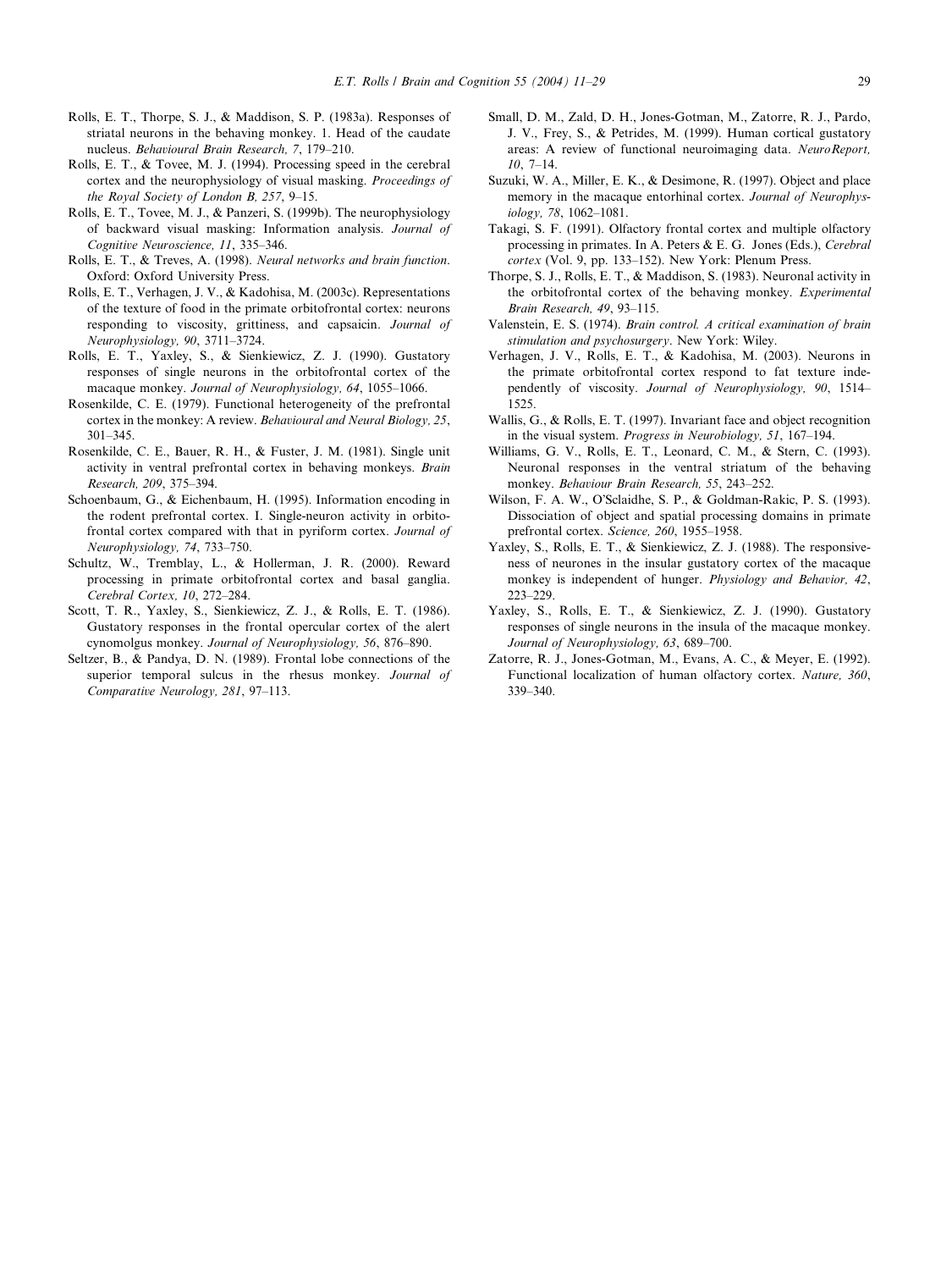Rolls, E. T., Thorpe, S. J., & Maddison, S. P. (1983a). Responses of striatal neurons in the behaving monkey. 1. Head of the caudate nucleus. *Behavioural Brain Research, 7*, 179–210.

Rolls, E. T., & Tovee, M. J. (1994). Processing speed in the cerebral cortex and the neurophysiology of visual masking. *Proceedings of the Royal Society of London B, 257*, 9–15.

Rolls, E. T., Tovee, M. J., & Panzeri, S. (1999b). The neurophysiology of backward visual masking: Information analysis. *Journal of Cognitive Neuroscience, 11*, 335–346.

Rolls, E. T., & Treves, A. (1998). *Neural networks and brain function*. Oxford: Oxford University Press.

Rolls, E. T., Verhagen, J. V., & Kadohisa, M. (2003c). Representations of the texture of food in the primate orbitofrontal cortex: neurons responding to viscosity, grittiness, and capsaicin. *Journal of Neurophysiology, 90*, 3711–3724.

Rolls, E. T., Yaxley, S., & Sienkiewicz, Z. J. (1990). Gustatory responses of single neurons in the orbitofrontal cortex of the macaque monkey. *Journal of Neurophysiology, 64*, 1055–1066.

Rosenkilde, C. E. (1979). Functional heterogeneity of the prefrontal cortex in the monkey: A review. *Behavioural and Neural Biology, 25*, 301–345.

Rosenkilde, C. E., Bauer, R. H., & Fuster, J. M. (1981). Single unit activity in ventral prefrontal cortex in behaving monkeys. *Brain Research, 209*, 375–394.

Schoenbaum, G., & Eichenbaum, H. (1995). Information encoding in the rodent prefrontal cortex. I. Single-neuron activity in orbitofrontal cortex compared with that in pyriform cortex. *Journal of Neurophysiology, 74*, 733–750.

Schultz, W., Tremblay, L., & Hollerman, J. R. (2000). Reward processing in primate orbitofrontal cortex and basal ganglia. *Cerebral Cortex, 10*, 272–284.

Scott, T. R., Yaxley, S., Sienkiewicz, Z. J., & Rolls, E. T. (1986). Gustatory responses in the frontal opercular cortex of the alert cynomolgus monkey. *Journal of Neurophysiology, 56*, 876–890.

Seltzer, B., & Pandya, D. N. (1989). Frontal lobe connections of the superior temporal sulcus in the rhesus monkey. *Journal of Comparative Neurology, 281*, 97–113.

Small, D. M., Zald, D. H., Jones-Gotman, M., Zatorre, R. J., Pardo, J. V., Frey, S., & Petrides, M. (1999). Human cortical gustatory areas: A review of functional neuroimaging data. *NeuroReport, 10*, 7–14.

Suzuki, W. A., Miller, E. K., & Desimone, R. (1997). Object and place memory in the macaque entorhinal cortex. *Journal of Neurophysiology, 78*, 1062–1081.

Takagi, S. F. (1991). Olfactory frontal cortex and multiple olfactory processing in primates. In A. Peters & E. G. Jones (Eds.), *Cerebral cortex* (Vol. 9, pp. 133–152). New York: Plenum Press.

Thorpe, S. J., Rolls, E. T., & Maddison, S. (1983). Neuronal activity in the orbitofrontal cortex of the behaving monkey. *Experimental Brain Research, 49*, 93–115.

Valenstein, E. S. (1974). *Brain control. A critical examination of brain stimulation and psychosurgery*. New York: Wiley.

Verhagen, J. V., Rolls, E. T., & Kadohisa, M. (2003). Neurons in the primate orbitofrontal cortex respond to fat texture independently of viscosity. *Journal of Neurophysiology, 90*, 1514–1525.

Wallis, G., & Rolls, E. T. (1997). Invariant face and object recognition in the visual system. *Progress in Neurobiology, 51*, 167–194.

Williams, G. V., Rolls, E. T., Leonard, C. M., & Stern, C. (1993). Neuronal responses in the ventral striatum of the behaving monkey. *Behaviour Brain Research, 55*, 243–252.

Wilson, F. A. W., O'Sclaidhe, S. P., & Goldman-Rakic, P. S. (1993). Dissociation of object and spatial processing domains in primate prefrontal cortex. *Science, 260*, 1955–1958.

Yaxley, S., Rolls, E. T., & Sienkiewicz, Z. J. (1988). The responsiveness of neurones in the insular gustatory cortex of the macaque monkey is independent of hunger. *Physiology and Behavior, 42*, 223–229.

Yaxley, S., Rolls, E. T., & Sienkiewicz, Z. J. (1990). Gustatory responses of single neurons in the insula of the macaque monkey. *Journal of Neurophysiology, 63*, 689–700.

Zatorre, R. J., Jones-Gotman, M., Evans, A. C., & Meyer, E. (1992). Functional localization of human olfactory cortex. *Nature, 360*, 339–340.